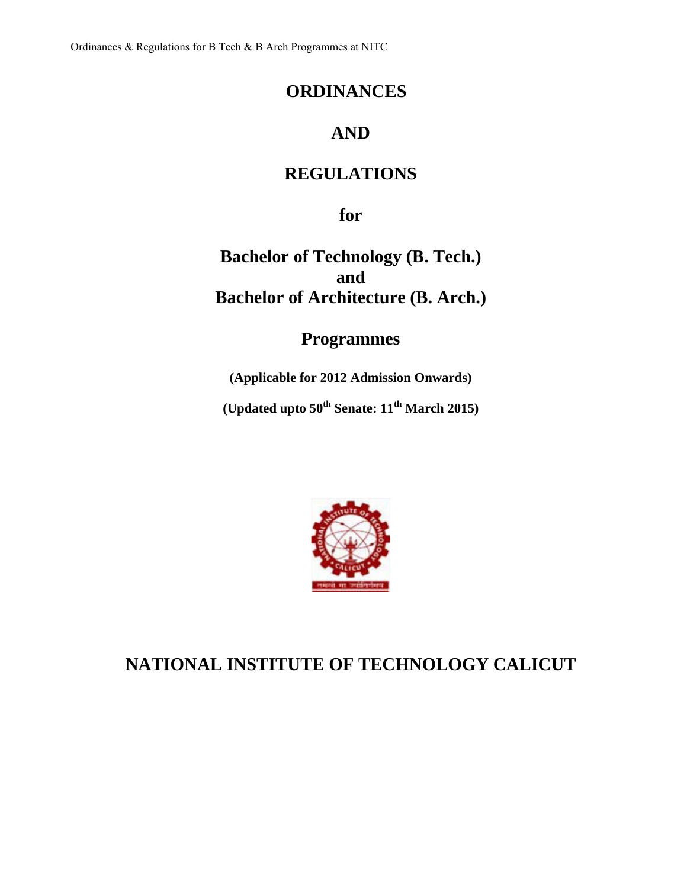# ORDINANCES

# AND

# REGULATIONS

## for

## Bachelor of Technology (B. Tech.)
## and
## Bachelor of Architecture (B. Arch.)

## Programmes

**(Applicable for 2012 Admission Onwards)**

**(Updated upto 50th Senate: 11th March 2015)**

# NATIONAL INSTITUTE OF TECHNOLOGY CALICUT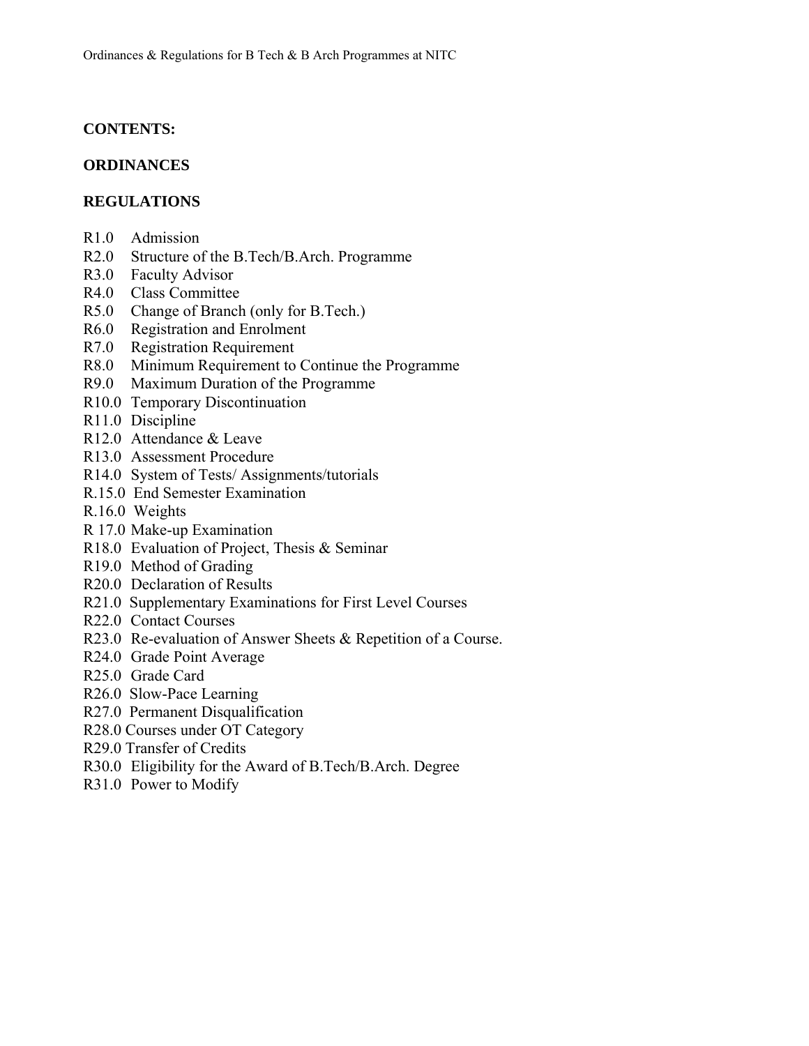**CONTENTS:**

**ORDINANCES**

**REGULATIONS**

R1.0 Admission
R2.0 Structure of the B.Tech/B.Arch. Programme
R3.0 Faculty Advisor
R4.0 Class Committee
R5.0 Change of Branch (only for B.Tech.)
R6.0 Registration and Enrolment
R7.0 Registration Requirement
R8.0 Minimum Requirement to Continue the Programme
R9.0 Maximum Duration of the Programme
R10.0 Temporary Discontinuation
R11.0 Discipline
R12.0 Attendance & Leave
R13.0 Assessment Procedure
R14.0 System of Tests/ Assignments/tutorials
R.15.0 End Semester Examination
R.16.0 Weights
R 17.0 Make-up Examination
R18.0 Evaluation of Project, Thesis & Seminar
R19.0 Method of Grading
R20.0 Declaration of Results
R21.0 Supplementary Examinations for First Level Courses
R22.0 Contact Courses
R23.0 Re-evaluation of Answer Sheets & Repetition of a Course.
R24.0 Grade Point Average
R25.0 Grade Card
R26.0 Slow-Pace Learning
R27.0 Permanent Disqualification
R28.0 Courses under OT Category
R29.0 Transfer of Credits
R30.0 Eligibility for the Award of B.Tech/B.Arch. Degree
R31.0 Power to Modify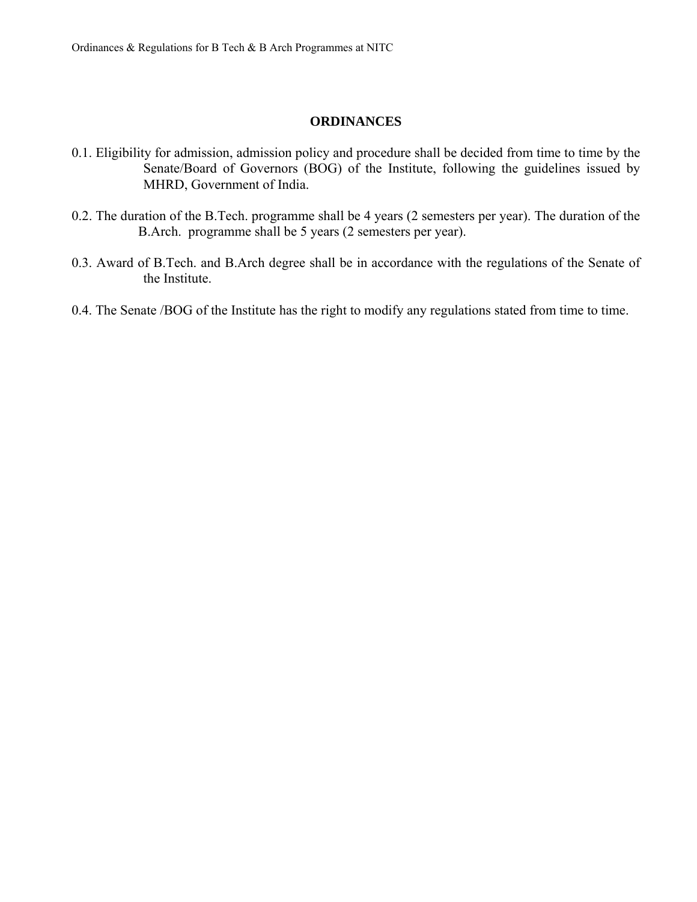# ORDINANCES

0.1. Eligibility for admission, admission policy and procedure shall be decided from time to time by the Senate/Board of Governors (BOG) of the Institute, following the guidelines issued by MHRD, Government of India.

0.2. The duration of the B.Tech. programme shall be 4 years (2 semesters per year). The duration of the B.Arch. programme shall be 5 years (2 semesters per year).

0.3. Award of B.Tech. and B.Arch degree shall be in accordance with the regulations of the Senate of the Institute.

0.4. The Senate /BOG of the Institute has the right to modify any regulations stated from time to time.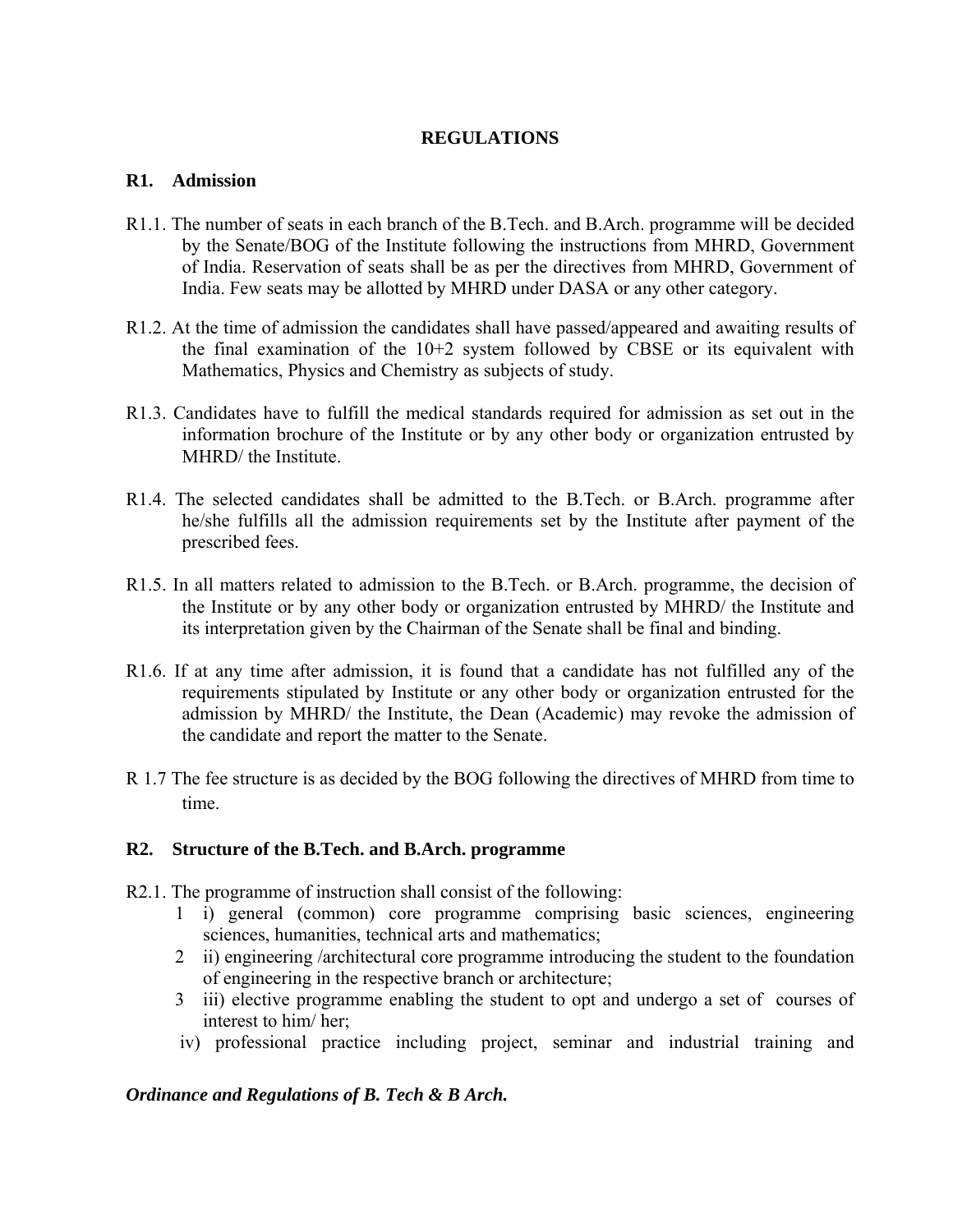# REGULATIONS

## R1. Admission

R1.1. The number of seats in each branch of the B.Tech. and B.Arch. programme will be decided by the Senate/BOG of the Institute following the instructions from MHRD, Government of India. Reservation of seats shall be as per the directives from MHRD, Government of India. Few seats may be allotted by MHRD under DASA or any other category.

R1.2. At the time of admission the candidates shall have passed/appeared and awaiting results of the final examination of the 10+2 system followed by CBSE or its equivalent with Mathematics, Physics and Chemistry as subjects of study.

R1.3. Candidates have to fulfill the medical standards required for admission as set out in the information brochure of the Institute or by any other body or organization entrusted by MHRD/ the Institute.

R1.4. The selected candidates shall be admitted to the B.Tech. or B.Arch. programme after he/she fulfills all the admission requirements set by the Institute after payment of the prescribed fees.

R1.5. In all matters related to admission to the B.Tech. or B.Arch. programme, the decision of the Institute or by any other body or organization entrusted by MHRD/ the Institute and its interpretation given by the Chairman of the Senate shall be final and binding.

R1.6. If at any time after admission, it is found that a candidate has not fulfilled any of the requirements stipulated by Institute or any other body or organization entrusted for the admission by MHRD/ the Institute, the Dean (Academic) may revoke the admission of the candidate and report the matter to the Senate.

R 1.7 The fee structure is as decided by the BOG following the directives of MHRD from time to time.

## R2. Structure of the B.Tech. and B.Arch. programme

R2.1. The programme of instruction shall consist of the following:

1 i) general (common) core programme comprising basic sciences, engineering sciences, humanities, technical arts and mathematics;

2 ii) engineering /architectural core programme introducing the student to the foundation of engineering in the respective branch or architecture;

3 iii) elective programme enabling the student to opt and undergo a set of courses of interest to him/ her;

iv) professional practice including project, seminar and industrial training and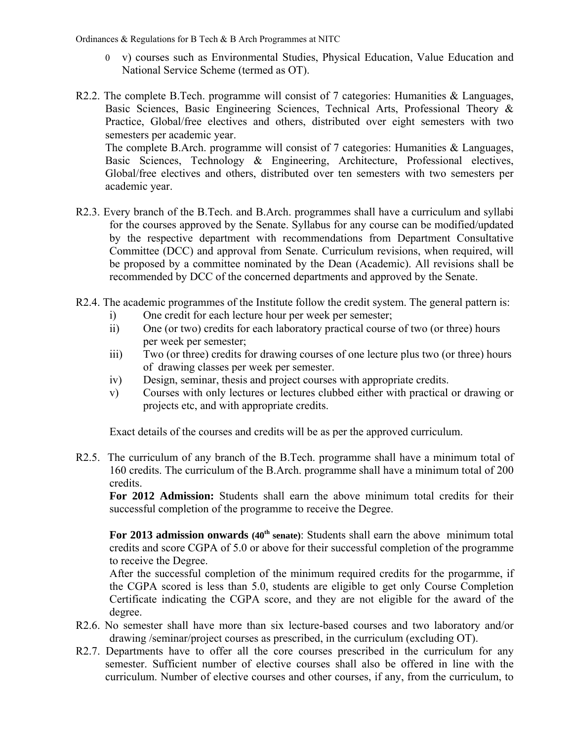- v) courses such as Environmental Studies, Physical Education, Value Education and National Service Scheme (termed as OT).

R2.2. The complete B.Tech. programme will consist of 7 categories: Humanities & Languages, Basic Sciences, Basic Engineering Sciences, Technical Arts, Professional Theory & Practice, Global/free electives and others, distributed over eight semesters with two semesters per academic year.

The complete B.Arch. programme will consist of 7 categories: Humanities & Languages, Basic Sciences, Technology & Engineering, Architecture, Professional electives, Global/free electives and others, distributed over ten semesters with two semesters per academic year.

R2.3. Every branch of the B.Tech. and B.Arch. programmes shall have a curriculum and syllabi for the courses approved by the Senate. Syllabus for any course can be modified/updated by the respective department with recommendations from Department Consultative Committee (DCC) and approval from Senate. Curriculum revisions, when required, will be proposed by a committee nominated by the Dean (Academic). All revisions shall be recommended by DCC of the concerned departments and approved by the Senate.

R2.4. The academic programmes of the Institute follow the credit system. The general pattern is:

i) One credit for each lecture hour per week per semester;
ii) One (or two) credits for each laboratory practical course of two (or three) hours per week per semester;
iii) Two (or three) credits for drawing courses of one lecture plus two (or three) hours of drawing classes per week per semester.
iv) Design, seminar, thesis and project courses with appropriate credits.
v) Courses with only lectures or lectures clubbed either with practical or drawing or projects etc, and with appropriate credits.

Exact details of the courses and credits will be as per the approved curriculum.

R2.5. The curriculum of any branch of the B.Tech. programme shall have a minimum total of 160 credits. The curriculum of the B.Arch. programme shall have a minimum total of 200 credits.

**For 2012 Admission:** Students shall earn the above minimum total credits for their successful completion of the programme to receive the Degree.

**For 2013 admission onwards (40th senate)**: Students shall earn the above minimum total credits and score CGPA of 5.0 or above for their successful completion of the programme to receive the Degree.

After the successful completion of the minimum required credits for the progarmme, if the CGPA scored is less than 5.0, students are eligible to get only Course Completion Certificate indicating the CGPA score, and they are not eligible for the award of the degree.

R2.6. No semester shall have more than six lecture-based courses and two laboratory and/or drawing /seminar/project courses as prescribed, in the curriculum (excluding OT).

R2.7. Departments have to offer all the core courses prescribed in the curriculum for any semester. Sufficient number of elective courses shall also be offered in line with the curriculum. Number of elective courses and other courses, if any, from the curriculum, to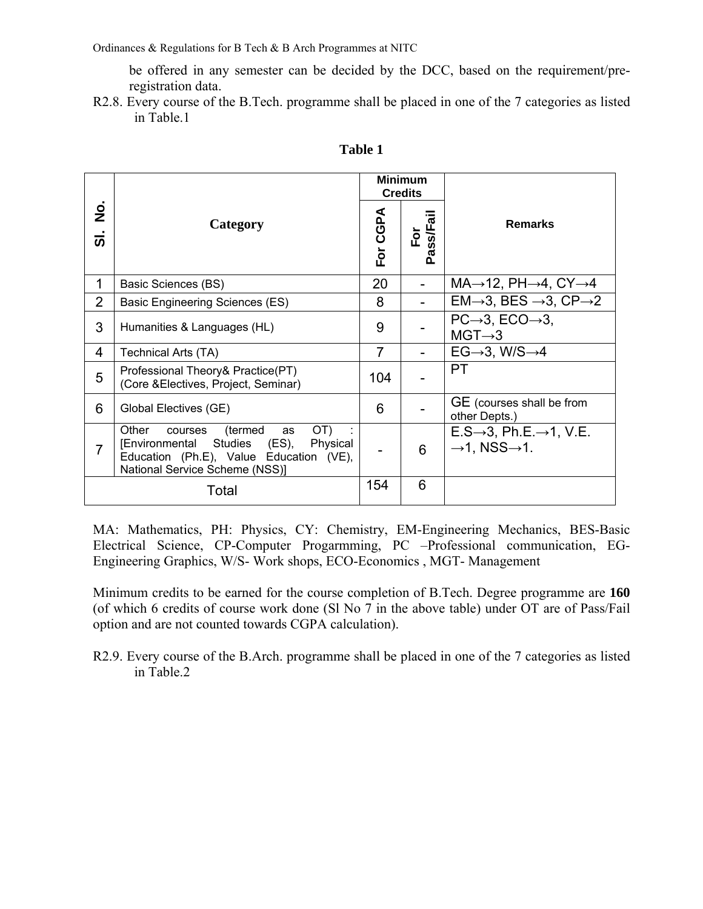be offered in any semester can be decided by the DCC, based on the requirement/pre-registration data.

R2.8. Every course of the B.Tech. programme shall be placed in one of the 7 categories as listed in Table.1

**Table 1**

| Sl. No. | Category | Minimum Credits | | Remarks |
|---|---|---|---|---|
| | | For CGPA | For Pass/Fail | |
| 1 | Basic Sciences (BS) | 20 | - | MA→12, PH→4, CY→4 |
| 2 | Basic Engineering Sciences (ES) | 8 | - | EM→3, BES →3, CP→2 |
| 3 | Humanities & Languages (HL) | 9 | - | PC→3, ECO→3, MGT→3 |
| 4 | Technical Arts (TA) | 7 | - | EG→3, W/S→4 |
| 5 | Professional Theory& Practice(PT) (Core &Electives, Project, Seminar) | 104 | - | PT |
| 6 | Global Electives (GE) | 6 | - | GE (courses shall be from other Depts.) |
| 7 | Other courses (termed as OT) : [Environmental Studies (ES), Physical Education (Ph.E), Value Education (VE), National Service Scheme (NSS)] | - | 6 | E.S→3, Ph.E.→1, V.E. →1, NSS→1. |
| Total | | 154 | 6 | |

MA: Mathematics, PH: Physics, CY: Chemistry, EM-Engineering Mechanics, BES-Basic Electrical Science, CP-Computer Progarmming, PC –Professional communication, EG-Engineering Graphics, W/S- Work shops, ECO-Economics , MGT- Management

Minimum credits to be earned for the course completion of B.Tech. Degree programme are **160** (of which 6 credits of course work done (Sl No 7 in the above table) under OT are of Pass/Fail option and are not counted towards CGPA calculation).

R2.9. Every course of the B.Arch. programme shall be placed in one of the 7 categories as listed in Table.2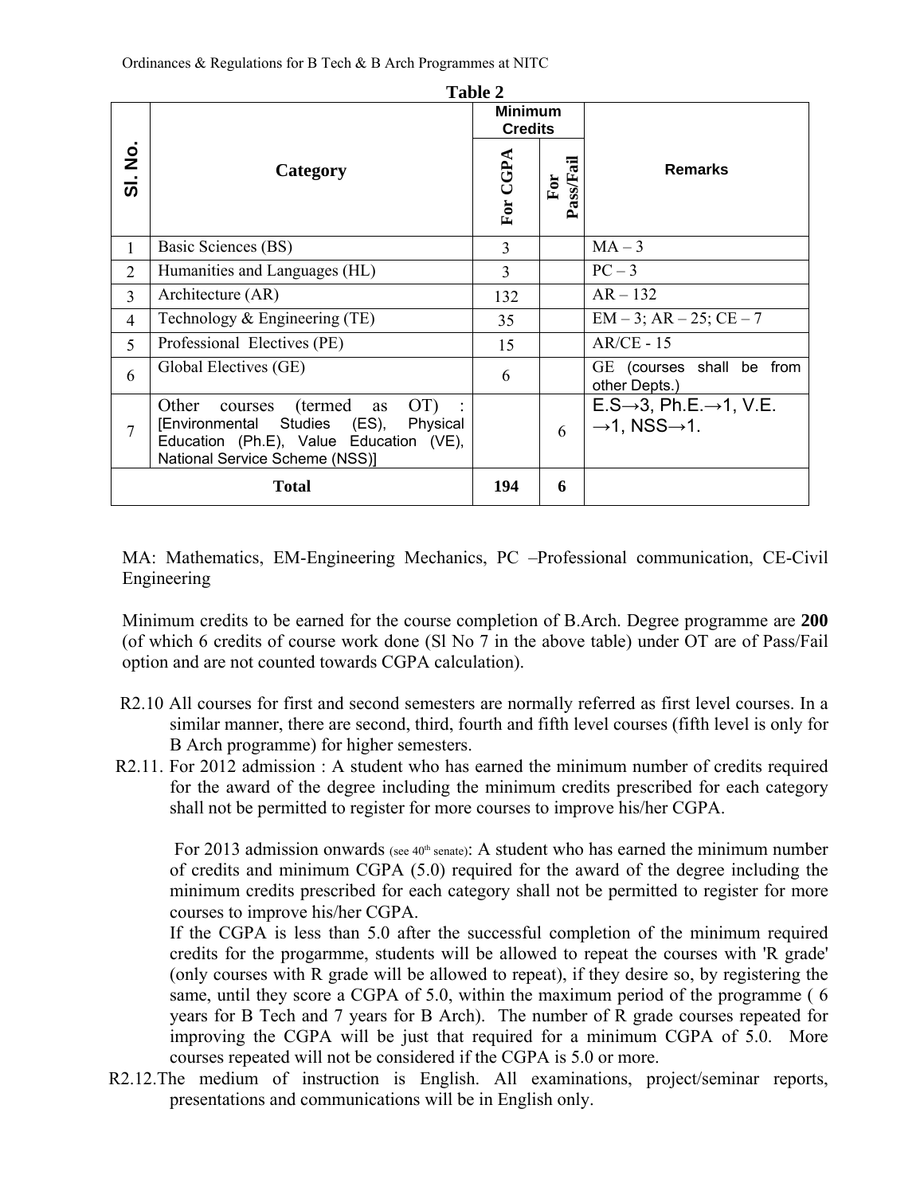**Table 2**

| Sl. No. | Category | Minimum Credits | | Remarks |
|---|---|---|---|---|
| | | For CGPA | For Pass/Fail | |
| 1 | Basic Sciences (BS) | 3 | | MA – 3 |
| 2 | Humanities and Languages (HL) | 3 | | PC – 3 |
| 3 | Architecture (AR) | 132 | | AR – 132 |
| 4 | Technology & Engineering (TE) | 35 | | EM – 3; AR – 25; CE – 7 |
| 5 | Professional Electives (PE) | 15 | | AR/CE - 15 |
| 6 | Global Electives (GE) | 6 | | GE (courses shall be from other Depts.) |
| 7 | Other courses (termed as OT) : [Environmental Studies (ES), Physical Education (Ph.E), Value Education (VE), National Service Scheme (NSS)] | | 6 | E.S→3, Ph.E.→1, V.E. →1, NSS→1. |
| | **Total** | **194** | **6** | |

MA: Mathematics, EM-Engineering Mechanics, PC –Professional communication, CE-Civil Engineering

Minimum credits to be earned for the course completion of B.Arch. Degree programme are **200** (of which 6 credits of course work done (Sl No 7 in the above table) under OT are of Pass/Fail option and are not counted towards CGPA calculation).

R2.10 All courses for first and second semesters are normally referred as first level courses. In a similar manner, there are second, third, fourth and fifth level courses (fifth level is only for B Arch programme) for higher semesters.

R2.11. For 2012 admission : A student who has earned the minimum number of credits required for the award of the degree including the minimum credits prescribed for each category shall not be permitted to register for more courses to improve his/her CGPA.

For 2013 admission onwards (see 40th senate): A student who has earned the minimum number of credits and minimum CGPA (5.0) required for the award of the degree including the minimum credits prescribed for each category shall not be permitted to register for more courses to improve his/her CGPA.

If the CGPA is less than 5.0 after the successful completion of the minimum required credits for the progarmme, students will be allowed to repeat the courses with 'R grade' (only courses with R grade will be allowed to repeat), if they desire so, by registering the same, until they score a CGPA of 5.0, within the maximum period of the programme ( 6 years for B Tech and 7 years for B Arch). The number of R grade courses repeated for improving the CGPA will be just that required for a minimum CGPA of 5.0. More courses repeated will not be considered if the CGPA is 5.0 or more.

R2.12.The medium of instruction is English. All examinations, project/seminar reports, presentations and communications will be in English only.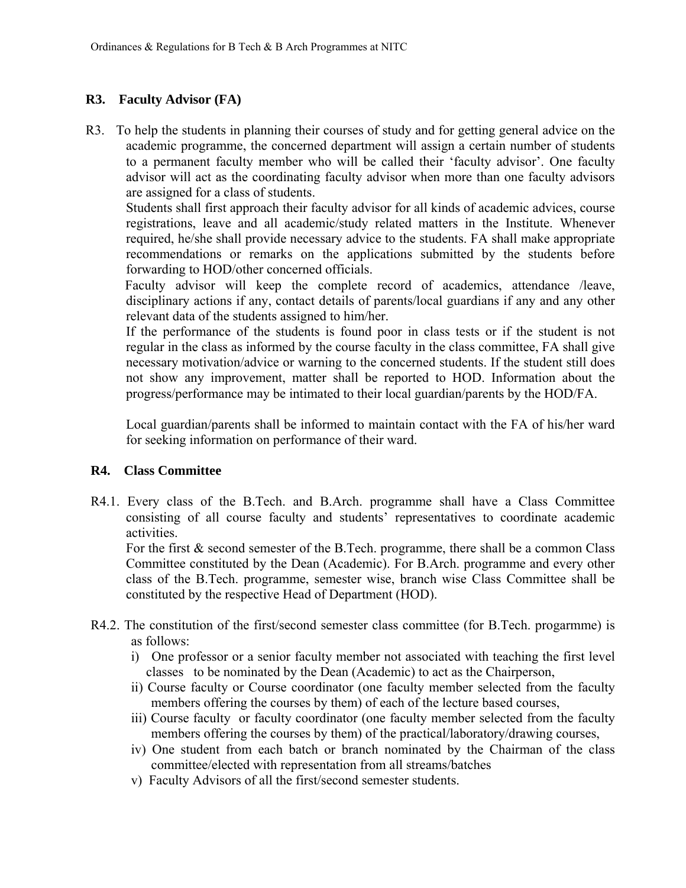## R3. Faculty Advisor (FA)

R3. To help the students in planning their courses of study and for getting general advice on the academic programme, the concerned department will assign a certain number of students to a permanent faculty member who will be called their 'faculty advisor'. One faculty advisor will act as the coordinating faculty advisor when more than one faculty advisors are assigned for a class of students.

Students shall first approach their faculty advisor for all kinds of academic advices, course registrations, leave and all academic/study related matters in the Institute. Whenever required, he/she shall provide necessary advice to the students. FA shall make appropriate recommendations or remarks on the applications submitted by the students before forwarding to HOD/other concerned officials.

Faculty advisor will keep the complete record of academics, attendance /leave, disciplinary actions if any, contact details of parents/local guardians if any and any other relevant data of the students assigned to him/her.

If the performance of the students is found poor in class tests or if the student is not regular in the class as informed by the course faculty in the class committee, FA shall give necessary motivation/advice or warning to the concerned students. If the student still does not show any improvement, matter shall be reported to HOD. Information about the progress/performance may be intimated to their local guardian/parents by the HOD/FA.

Local guardian/parents shall be informed to maintain contact with the FA of his/her ward for seeking information on performance of their ward.

## R4. Class Committee

R4.1. Every class of the B.Tech. and B.Arch. programme shall have a Class Committee consisting of all course faculty and students' representatives to coordinate academic activities.

For the first & second semester of the B.Tech. programme, there shall be a common Class Committee constituted by the Dean (Academic). For B.Arch. programme and every other class of the B.Tech. programme, semester wise, branch wise Class Committee shall be constituted by the respective Head of Department (HOD).

R4.2. The constitution of the first/second semester class committee (for B.Tech. progarmme) is as follows:

i) One professor or a senior faculty member not associated with teaching the first level classes to be nominated by the Dean (Academic) to act as the Chairperson,

ii) Course faculty or Course coordinator (one faculty member selected from the faculty members offering the courses by them) of each of the lecture based courses,

iii) Course faculty or faculty coordinator (one faculty member selected from the faculty members offering the courses by them) of the practical/laboratory/drawing courses,

iv) One student from each batch or branch nominated by the Chairman of the class committee/elected with representation from all streams/batches

v) Faculty Advisors of all the first/second semester students.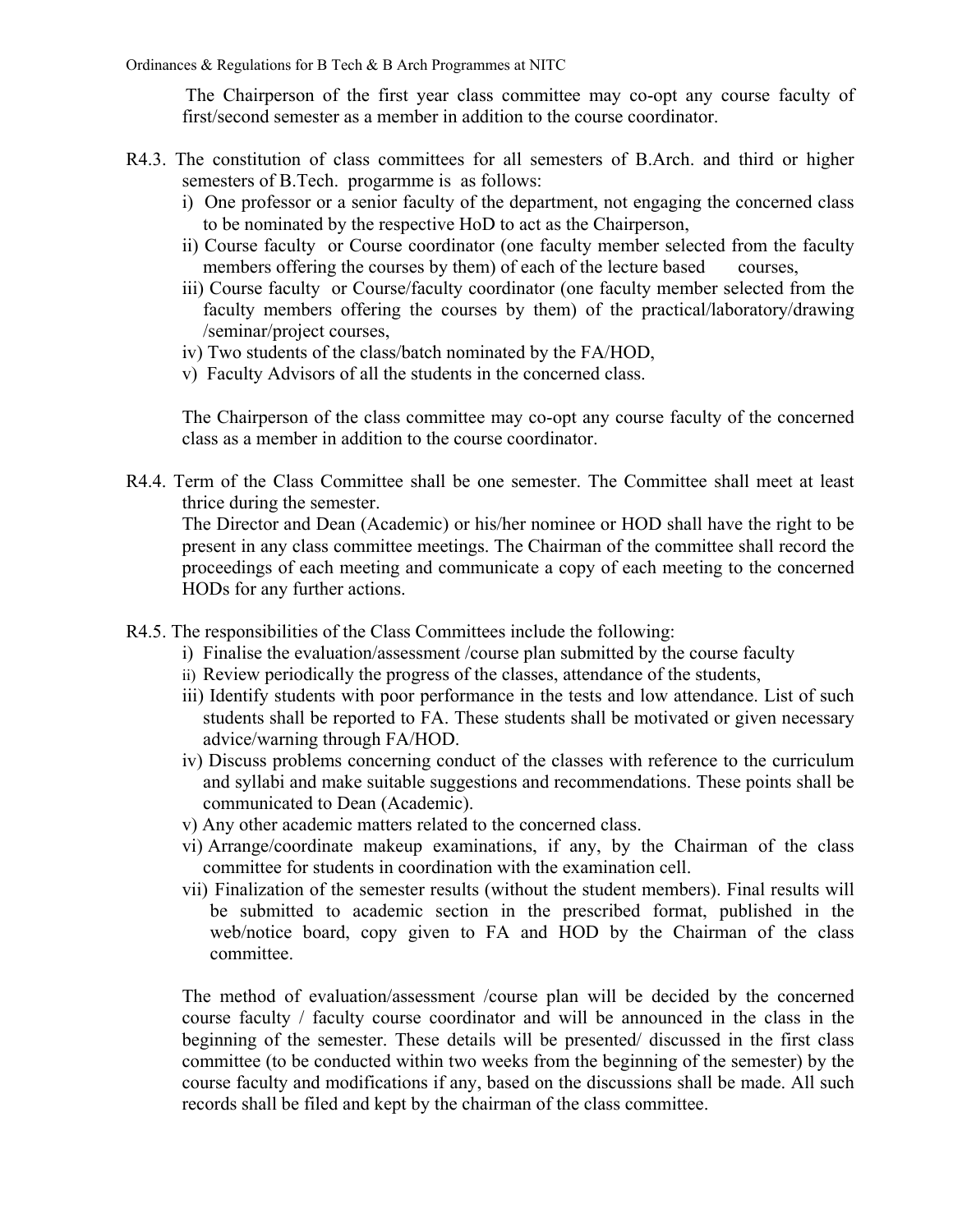The Chairperson of the first year class committee may co-opt any course faculty of first/second semester as a member in addition to the course coordinator.

R4.3. The constitution of class committees for all semesters of B.Arch. and third or higher semesters of B.Tech. progarmme is as follows:

i) One professor or a senior faculty of the department, not engaging the concerned class to be nominated by the respective HoD to act as the Chairperson,

ii) Course faculty or Course coordinator (one faculty member selected from the faculty members offering the courses by them) of each of the lecture based courses,

iii) Course faculty or Course/faculty coordinator (one faculty member selected from the faculty members offering the courses by them) of the practical/laboratory/drawing /seminar/project courses,

iv) Two students of the class/batch nominated by the FA/HOD,

v) Faculty Advisors of all the students in the concerned class.

The Chairperson of the class committee may co-opt any course faculty of the concerned class as a member in addition to the course coordinator.

R4.4. Term of the Class Committee shall be one semester. The Committee shall meet at least thrice during the semester.

The Director and Dean (Academic) or his/her nominee or HOD shall have the right to be present in any class committee meetings. The Chairman of the committee shall record the proceedings of each meeting and communicate a copy of each meeting to the concerned HODs for any further actions.

R4.5. The responsibilities of the Class Committees include the following:

i) Finalise the evaluation/assessment /course plan submitted by the course faculty

ii) Review periodically the progress of the classes, attendance of the students,

iii) Identify students with poor performance in the tests and low attendance. List of such students shall be reported to FA. These students shall be motivated or given necessary advice/warning through FA/HOD.

iv) Discuss problems concerning conduct of the classes with reference to the curriculum and syllabi and make suitable suggestions and recommendations. These points shall be communicated to Dean (Academic).

v) Any other academic matters related to the concerned class.

vi) Arrange/coordinate makeup examinations, if any, by the Chairman of the class committee for students in coordination with the examination cell.

vii) Finalization of the semester results (without the student members). Final results will be submitted to academic section in the prescribed format, published in the web/notice board, copy given to FA and HOD by the Chairman of the class committee.

The method of evaluation/assessment /course plan will be decided by the concerned course faculty / faculty course coordinator and will be announced in the class in the beginning of the semester. These details will be presented/ discussed in the first class committee (to be conducted within two weeks from the beginning of the semester) by the course faculty and modifications if any, based on the discussions shall be made. All such records shall be filed and kept by the chairman of the class committee.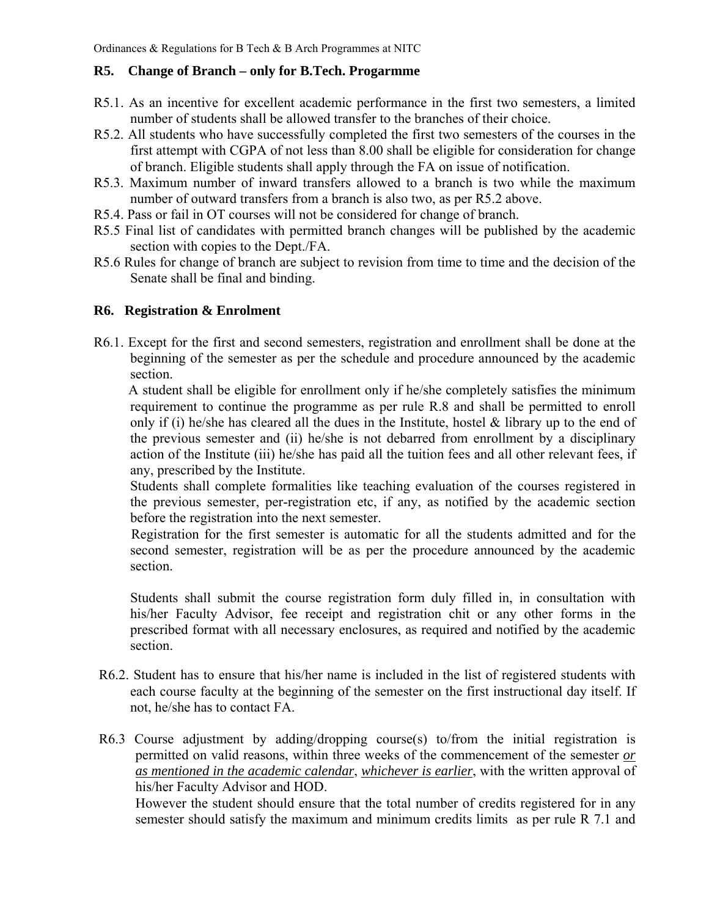## R5. Change of Branch – only for B.Tech. Progarmme

R5.1. As an incentive for excellent academic performance in the first two semesters, a limited number of students shall be allowed transfer to the branches of their choice.

R5.2. All students who have successfully completed the first two semesters of the courses in the first attempt with CGPA of not less than 8.00 shall be eligible for consideration for change of branch. Eligible students shall apply through the FA on issue of notification.

R5.3. Maximum number of inward transfers allowed to a branch is two while the maximum number of outward transfers from a branch is also two, as per R5.2 above.

R5.4. Pass or fail in OT courses will not be considered for change of branch.

R5.5 Final list of candidates with permitted branch changes will be published by the academic section with copies to the Dept./FA.

R5.6 Rules for change of branch are subject to revision from time to time and the decision of the Senate shall be final and binding.

## R6. Registration & Enrolment

R6.1. Except for the first and second semesters, registration and enrollment shall be done at the beginning of the semester as per the schedule and procedure announced by the academic section.

A student shall be eligible for enrollment only if he/she completely satisfies the minimum requirement to continue the programme as per rule R.8 and shall be permitted to enroll only if (i) he/she has cleared all the dues in the Institute, hostel & library up to the end of the previous semester and (ii) he/she is not debarred from enrollment by a disciplinary action of the Institute (iii) he/she has paid all the tuition fees and all other relevant fees, if any, prescribed by the Institute.

Students shall complete formalities like teaching evaluation of the courses registered in the previous semester, per-registration etc, if any, as notified by the academic section before the registration into the next semester.

Registration for the first semester is automatic for all the students admitted and for the second semester, registration will be as per the procedure announced by the academic section.

Students shall submit the course registration form duly filled in, in consultation with his/her Faculty Advisor, fee receipt and registration chit or any other forms in the prescribed format with all necessary enclosures, as required and notified by the academic section.

R6.2. Student has to ensure that his/her name is included in the list of registered students with each course faculty at the beginning of the semester on the first instructional day itself. If not, he/she has to contact FA.

R6.3 Course adjustment by adding/dropping course(s) to/from the initial registration is permitted on valid reasons, within three weeks of the commencement of the semester *or as mentioned in the academic calendar*, *whichever is earlier*, with the written approval of his/her Faculty Advisor and HOD.

However the student should ensure that the total number of credits registered for in any semester should satisfy the maximum and minimum credits limits as per rule R 7.1 and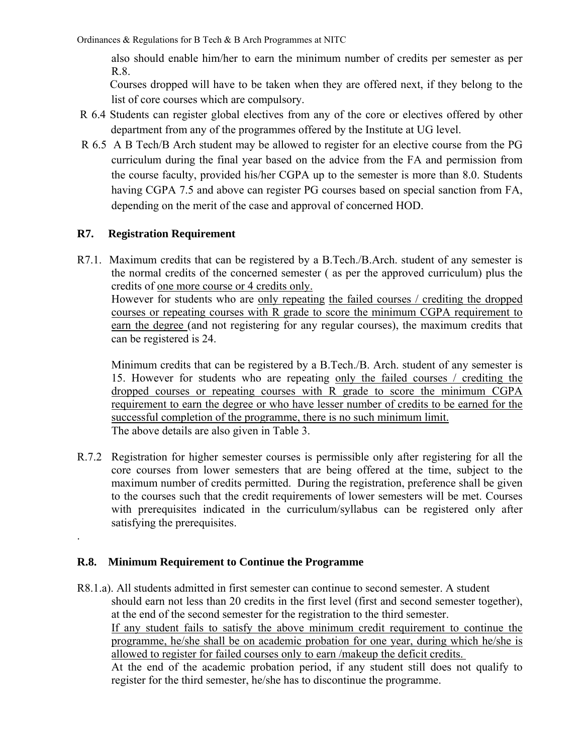also should enable him/her to earn the minimum number of credits per semester as per R.8.

Courses dropped will have to be taken when they are offered next, if they belong to the list of core courses which are compulsory.

R 6.4 Students can register global electives from any of the core or electives offered by other department from any of the programmes offered by the Institute at UG level.

R 6.5 A B Tech/B Arch student may be allowed to register for an elective course from the PG curriculum during the final year based on the advice from the FA and permission from the course faculty, provided his/her CGPA up to the semester is more than 8.0. Students having CGPA 7.5 and above can register PG courses based on special sanction from FA, depending on the merit of the case and approval of concerned HOD.

## R7. Registration Requirement

R7.1. Maximum credits that can be registered by a B.Tech./B.Arch. student of any semester is the normal credits of the concerned semester ( as per the approved curriculum) plus the credits of one more course or 4 credits only.

However for students who are only repeating the failed courses / crediting the dropped courses or repeating courses with R grade to score the minimum CGPA requirement to earn the degree (and not registering for any regular courses), the maximum credits that can be registered is 24.

Minimum credits that can be registered by a B.Tech./B. Arch. student of any semester is 15. However for students who are repeating only the failed courses / crediting the dropped courses or repeating courses with R grade to score the minimum CGPA requirement to earn the degree or who have lesser number of credits to be earned for the successful completion of the programme, there is no such minimum limit.

The above details are also given in Table 3.

R.7.2 Registration for higher semester courses is permissible only after registering for all the core courses from lower semesters that are being offered at the time, subject to the maximum number of credits permitted. During the registration, preference shall be given to the courses such that the credit requirements of lower semesters will be met. Courses with prerequisites indicated in the curriculum/syllabus can be registered only after satisfying the prerequisites.

## R.8. Minimum Requirement to Continue the Programme

R8.1.a). All students admitted in first semester can continue to second semester. A student should earn not less than 20 credits in the first level (first and second semester together), at the end of the second semester for the registration to the third semester.

If any student fails to satisfy the above minimum credit requirement to continue the programme, he/she shall be on academic probation for one year, during which he/she is allowed to register for failed courses only to earn /makeup the deficit credits.

At the end of the academic probation period, if any student still does not qualify to register for the third semester, he/she has to discontinue the programme.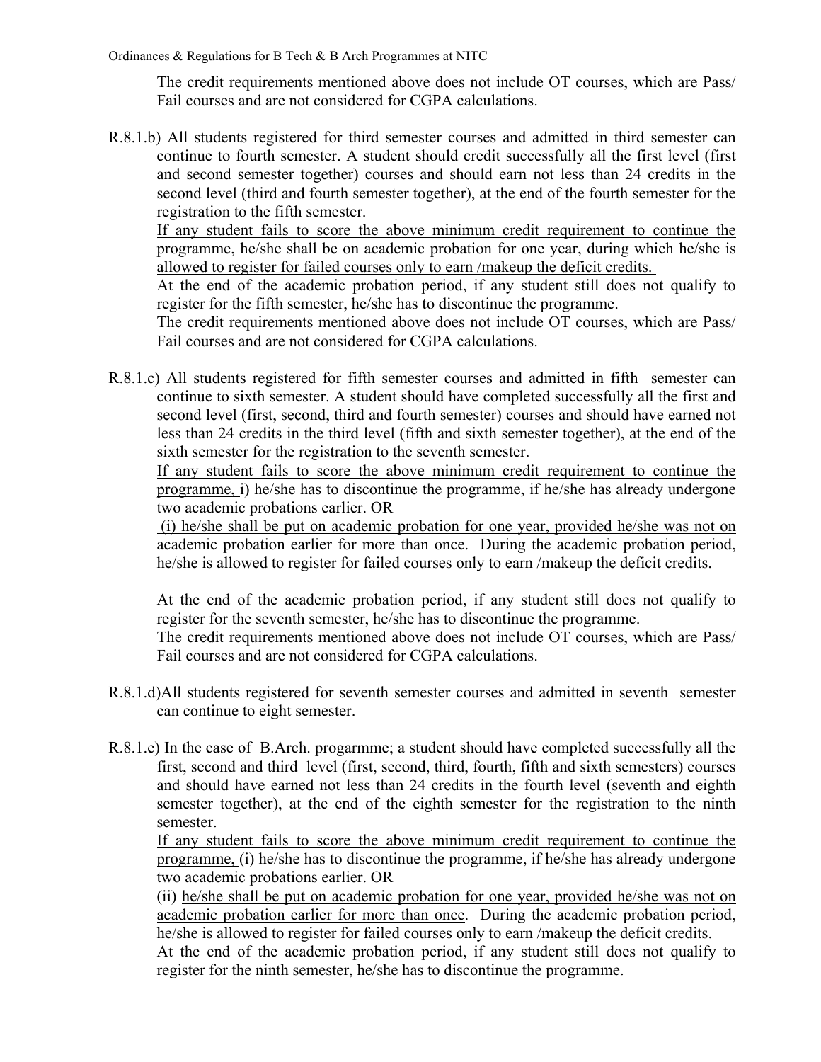The credit requirements mentioned above does not include OT courses, which are Pass/ Fail courses and are not considered for CGPA calculations.

R.8.1.b) All students registered for third semester courses and admitted in third semester can continue to fourth semester. A student should credit successfully all the first level (first and second semester together) courses and should earn not less than 24 credits in the second level (third and fourth semester together), at the end of the fourth semester for the registration to the fifth semester.

If any student fails to score the above minimum credit requirement to continue the programme, he/she shall be on academic probation for one year, during which he/she is allowed to register for failed courses only to earn /makeup the deficit credits.

At the end of the academic probation period, if any student still does not qualify to register for the fifth semester, he/she has to discontinue the programme.

The credit requirements mentioned above does not include OT courses, which are Pass/ Fail courses and are not considered for CGPA calculations.

R.8.1.c) All students registered for fifth semester courses and admitted in fifth semester can continue to sixth semester. A student should have completed successfully all the first and second level (first, second, third and fourth semester) courses and should have earned not less than 24 credits in the third level (fifth and sixth semester together), at the end of the sixth semester for the registration to the seventh semester.

If any student fails to score the above minimum credit requirement to continue the programme, i) he/she has to discontinue the programme, if he/she has already undergone two academic probations earlier. OR

(i) he/she shall be put on academic probation for one year, provided he/she was not on academic probation earlier for more than once. During the academic probation period, he/she is allowed to register for failed courses only to earn /makeup the deficit credits.

At the end of the academic probation period, if any student still does not qualify to register for the seventh semester, he/she has to discontinue the programme.

The credit requirements mentioned above does not include OT courses, which are Pass/ Fail courses and are not considered for CGPA calculations.

R.8.1.d)All students registered for seventh semester courses and admitted in seventh semester can continue to eight semester.

R.8.1.e) In the case of B.Arch. progarmme; a student should have completed successfully all the first, second and third level (first, second, third, fourth, fifth and sixth semesters) courses and should have earned not less than 24 credits in the fourth level (seventh and eighth semester together), at the end of the eighth semester for the registration to the ninth semester.

If any student fails to score the above minimum credit requirement to continue the programme, (i) he/she has to discontinue the programme, if he/she has already undergone two academic probations earlier. OR

(ii) he/she shall be put on academic probation for one year, provided he/she was not on academic probation earlier for more than once. During the academic probation period, he/she is allowed to register for failed courses only to earn /makeup the deficit credits.

At the end of the academic probation period, if any student still does not qualify to register for the ninth semester, he/she has to discontinue the programme.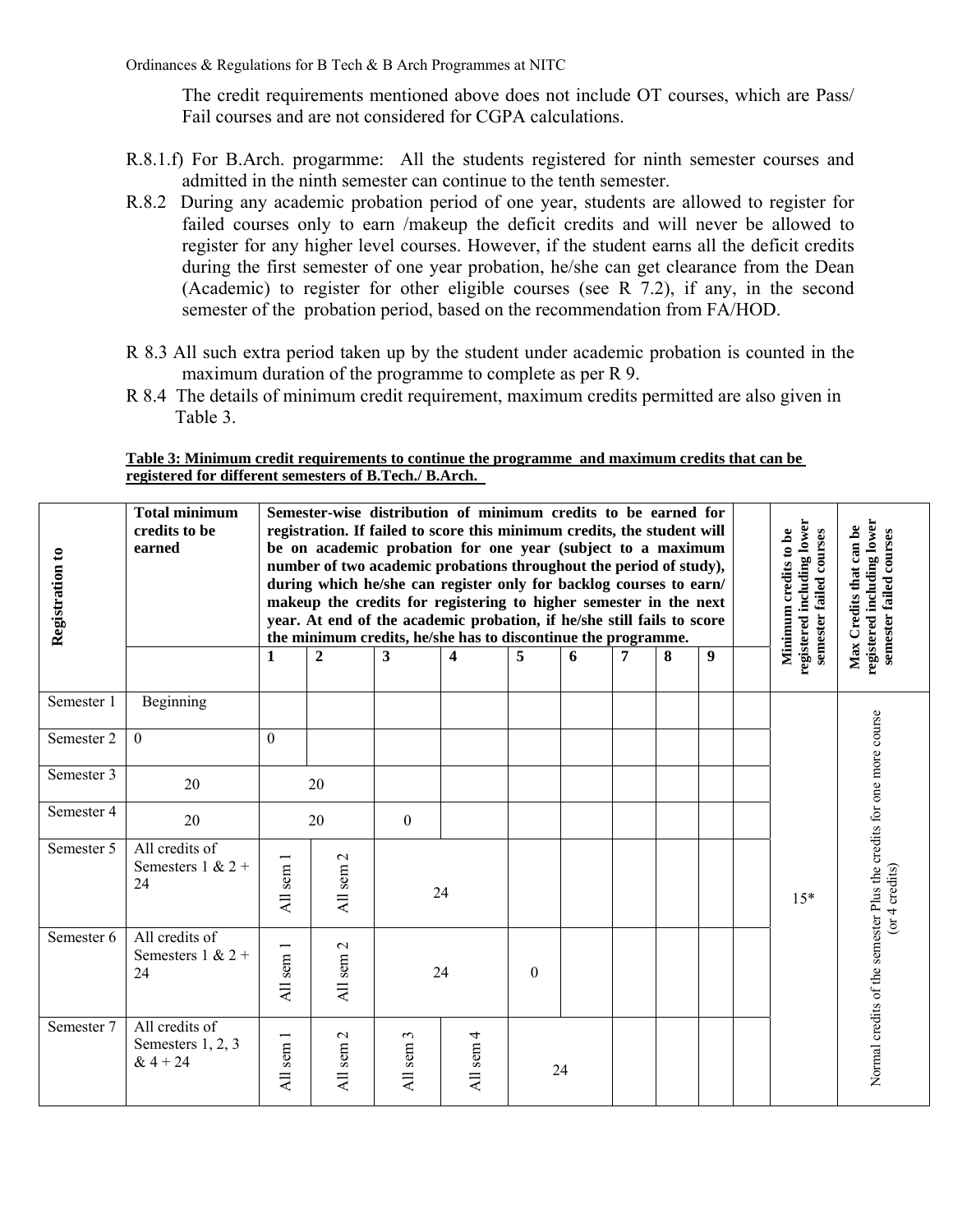The credit requirements mentioned above does not include OT courses, which are Pass/ Fail courses and are not considered for CGPA calculations.

R.8.1.f) For B.Arch. progarmme: All the students registered for ninth semester courses and admitted in the ninth semester can continue to the tenth semester.

R.8.2 During any academic probation period of one year, students are allowed to register for failed courses only to earn /makeup the deficit credits and will never be allowed to register for any higher level courses. However, if the student earns all the deficit credits during the first semester of one year probation, he/she can get clearance from the Dean (Academic) to register for other eligible courses (see R 7.2), if any, in the second semester of the probation period, based on the recommendation from FA/HOD.

R 8.3 All such extra period taken up by the student under academic probation is counted in the maximum duration of the programme to complete as per R 9.

R 8.4 The details of minimum credit requirement, maximum credits permitted are also given in Table 3.

**Table 3: Minimum credit requirements to continue the programme and maximum credits that can be registered for different semesters of B.Tech./ B.Arch.**

| Registration to | Total minimum credits to be earned | Semester-wise distribution of minimum credits to be earned for registration. If failed to score this minimum credits, the student will be on academic probation for one year (subject to a maximum number of two academic probations throughout the period of study), during which he/she can register only for backlog courses to earn/ makeup the credits for registering to higher semester in the next year. At end of the academic probation, if he/she still fails to score the minimum credits, he/she has to discontinue the programme. | | | | | | | | | | Minimum credits to be registered including lower semester failed courses | Max Credits that can be registered including lower semester failed courses |
|---|---|---|---|---|---|---|---|---|---|---|---|---|---|
| | | 1 | 2 | 3 | 4 | 5 | 6 | 7 | 8 | 9 | | | |
| Semester 1 | Beginning | | | | | | | | | | | 15* | Normal credits of the semester Plus the credits for one more course (or 4 credits) |
| Semester 2 | 0 | 0 | | | | | | | | | | | |
| Semester 3 | 20 | 20 | | | | | | | | | | | |
| Semester 4 | 20 | 20 | | 0 | | | | | | | | | |
| Semester 5 | All credits of Semesters 1 & 2 + 24 | All sem 1 | All sem 2 | 24 | | | | | | | | | |
| Semester 6 | All credits of Semesters 1 & 2 + 24 | All sem 1 | All sem 2 | 24 | | 0 | | | | | | | |
| Semester 7 | All credits of Semesters 1, 2, 3 & 4 + 24 | All sem 1 | All sem 2 | All sem 3 | All sem 4 | 24 | | | | | | | |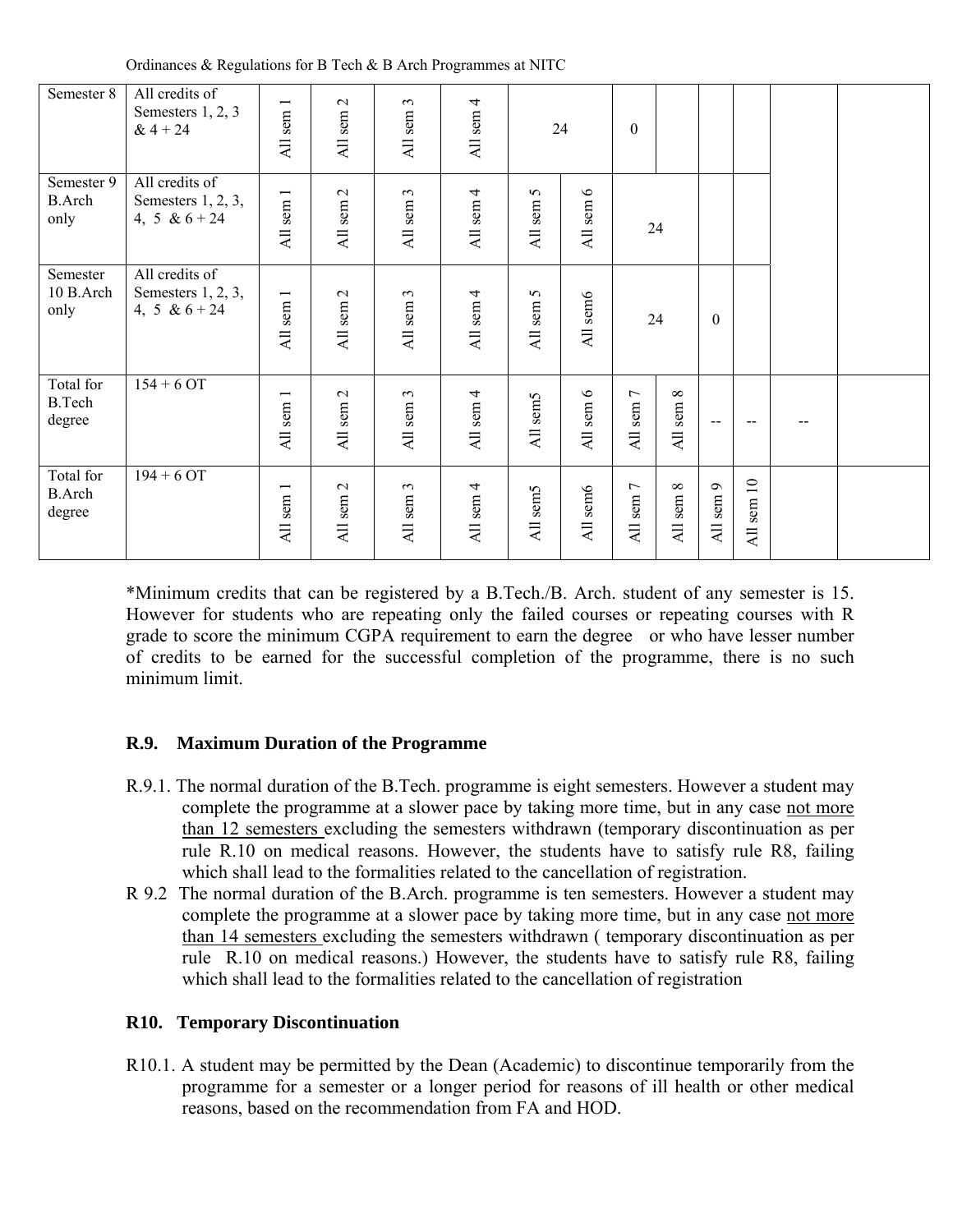| Semester 8 | All credits of Semesters 1, 2, 3 & 4 + 24 | All sem 1 | All sem 2 | All sem 3 | All sem 4 | 24 | | 0 | | | | | |
|---|---|---|---|---|---|---|---|---|---|---|---|---|---|
| Semester 9 B.Arch only | All credits of Semesters 1, 2, 3, 4, 5 & 6 + 24 | All sem 1 | All sem 2 | All sem 3 | All sem 4 | All sem 5 | All sem 6 | 24 | | | | | |
| Semester 10 B.Arch only | All credits of Semesters 1, 2, 3, 4, 5 & 6 + 24 | All sem 1 | All sem 2 | All sem 3 | All sem 4 | All sem 5 | All sem6 | 24 | | 0 | | | |
| Total for B.Tech degree | 154 + 6 OT | All sem 1 | All sem 2 | All sem 3 | All sem 4 | All sem5 | All sem 6 | All sem 7 | All sem 8 | -- | -- | -- | |
| Total for B.Arch degree | 194 + 6 OT | All sem 1 | All sem 2 | All sem 3 | All sem 4 | All sem5 | All sem6 | All sem 7 | All sem 8 | All sem 9 | All sem 10 | | |

*Minimum credits that can be registered by a B.Tech./B. Arch. student of any semester is 15. However for students who are repeating only the failed courses or repeating courses with R grade to score the minimum CGPA requirement to earn the degree or who have lesser number of credits to be earned for the successful completion of the programme, there is no such minimum limit.

### R.9. Maximum Duration of the Programme

R.9.1. The normal duration of the B.Tech. programme is eight semesters. However a student may complete the programme at a slower pace by taking more time, but in any case not more than 12 semesters excluding the semesters withdrawn (temporary discontinuation as per rule R.10 on medical reasons. However, the students have to satisfy rule R8, failing which shall lead to the formalities related to the cancellation of registration.

R 9.2 The normal duration of the B.Arch. programme is ten semesters. However a student may complete the programme at a slower pace by taking more time, but in any case not more than 14 semesters excluding the semesters withdrawn ( temporary discontinuation as per rule R.10 on medical reasons.) However, the students have to satisfy rule R8, failing which shall lead to the formalities related to the cancellation of registration

### R10. Temporary Discontinuation

R10.1. A student may be permitted by the Dean (Academic) to discontinue temporarily from the programme for a semester or a longer period for reasons of ill health or other medical reasons, based on the recommendation from FA and HOD.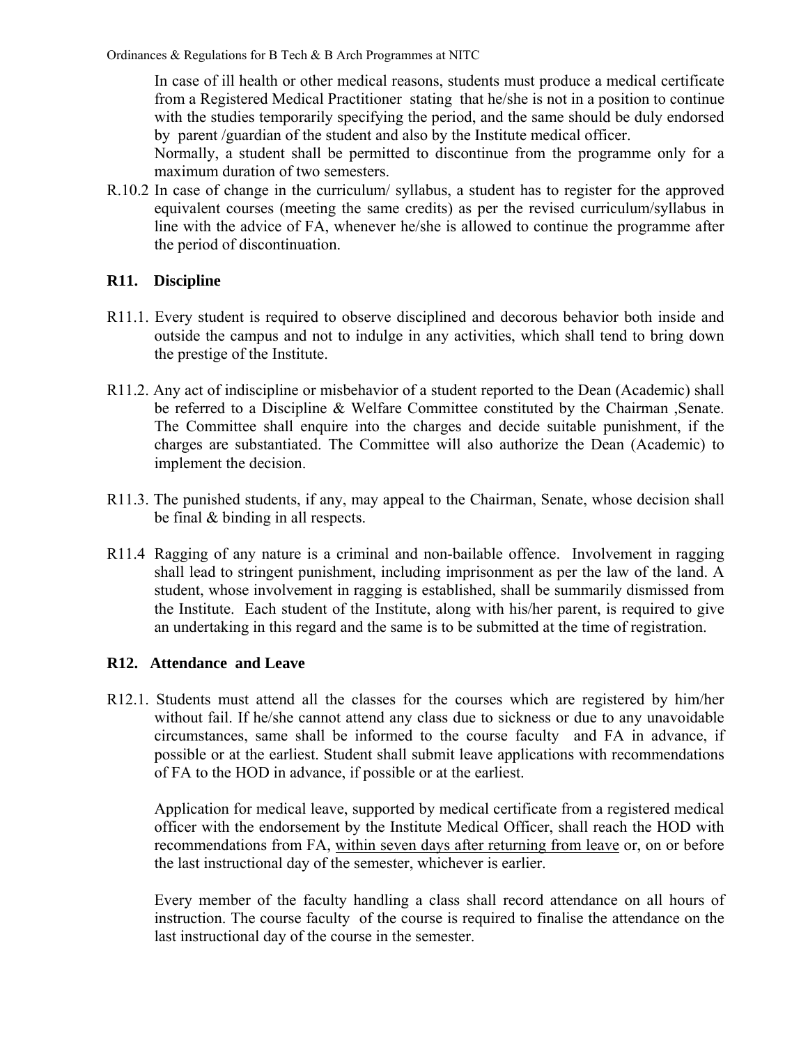In case of ill health or other medical reasons, students must produce a medical certificate from a Registered Medical Practitioner stating that he/she is not in a position to continue with the studies temporarily specifying the period, and the same should be duly endorsed by parent /guardian of the student and also by the Institute medical officer.

Normally, a student shall be permitted to discontinue from the programme only for a maximum duration of two semesters.

R.10.2 In case of change in the curriculum/ syllabus, a student has to register for the approved equivalent courses (meeting the same credits) as per the revised curriculum/syllabus in line with the advice of FA, whenever he/she is allowed to continue the programme after the period of discontinuation.

## R11. Discipline

R11.1. Every student is required to observe disciplined and decorous behavior both inside and outside the campus and not to indulge in any activities, which shall tend to bring down the prestige of the Institute.

R11.2. Any act of indiscipline or misbehavior of a student reported to the Dean (Academic) shall be referred to a Discipline & Welfare Committee constituted by the Chairman ,Senate. The Committee shall enquire into the charges and decide suitable punishment, if the charges are substantiated. The Committee will also authorize the Dean (Academic) to implement the decision.

R11.3. The punished students, if any, may appeal to the Chairman, Senate, whose decision shall be final & binding in all respects.

R11.4 Ragging of any nature is a criminal and non-bailable offence. Involvement in ragging shall lead to stringent punishment, including imprisonment as per the law of the land. A student, whose involvement in ragging is established, shall be summarily dismissed from the Institute. Each student of the Institute, along with his/her parent, is required to give an undertaking in this regard and the same is to be submitted at the time of registration.

## R12. Attendance and Leave

R12.1. Students must attend all the classes for the courses which are registered by him/her without fail. If he/she cannot attend any class due to sickness or due to any unavoidable circumstances, same shall be informed to the course faculty and FA in advance, if possible or at the earliest. Student shall submit leave applications with recommendations of FA to the HOD in advance, if possible or at the earliest.

Application for medical leave, supported by medical certificate from a registered medical officer with the endorsement by the Institute Medical Officer, shall reach the HOD with recommendations from FA, <u>within seven days after returning from leave</u> or, on or before the last instructional day of the semester, whichever is earlier.

Every member of the faculty handling a class shall record attendance on all hours of instruction. The course faculty of the course is required to finalise the attendance on the last instructional day of the course in the semester.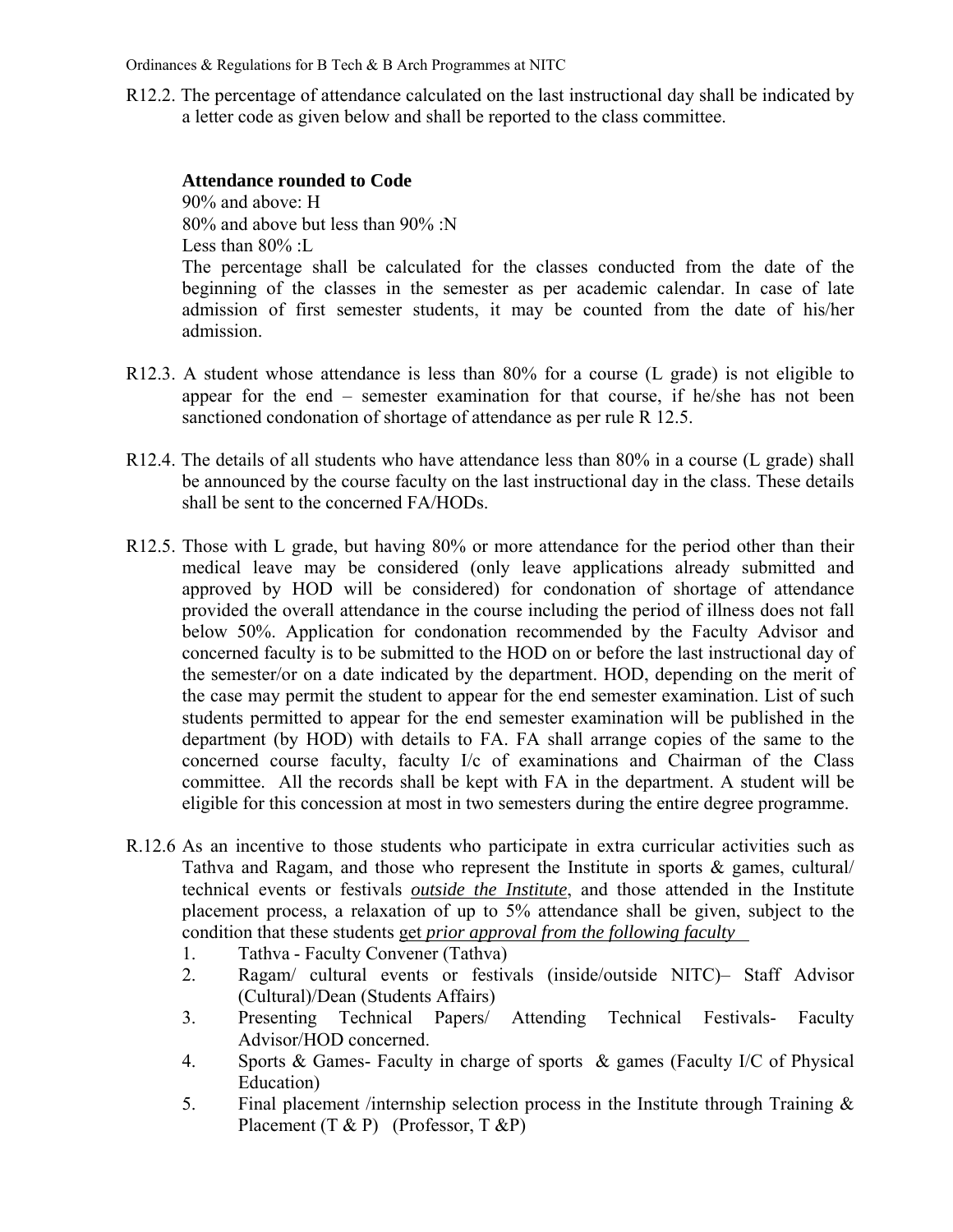R12.2. The percentage of attendance calculated on the last instructional day shall be indicated by a letter code as given below and shall be reported to the class committee.

**Attendance rounded to Code**

90% and above: H

80% and above but less than 90% :N

Less than 80% :L

The percentage shall be calculated for the classes conducted from the date of the beginning of the classes in the semester as per academic calendar. In case of late admission of first semester students, it may be counted from the date of his/her admission.

R12.3. A student whose attendance is less than 80% for a course (L grade) is not eligible to appear for the end – semester examination for that course, if he/she has not been sanctioned condonation of shortage of attendance as per rule R 12.5.

R12.4. The details of all students who have attendance less than 80% in a course (L grade) shall be announced by the course faculty on the last instructional day in the class. These details shall be sent to the concerned FA/HODs.

R12.5. Those with L grade, but having 80% or more attendance for the period other than their medical leave may be considered (only leave applications already submitted and approved by HOD will be considered) for condonation of shortage of attendance provided the overall attendance in the course including the period of illness does not fall below 50%. Application for condonation recommended by the Faculty Advisor and concerned faculty is to be submitted to the HOD on or before the last instructional day of the semester/or on a date indicated by the department. HOD, depending on the merit of the case may permit the student to appear for the end semester examination. List of such students permitted to appear for the end semester examination will be published in the department (by HOD) with details to FA. FA shall arrange copies of the same to the concerned course faculty, faculty I/c of examinations and Chairman of the Class committee. All the records shall be kept with FA in the department. A student will be eligible for this concession at most in two semesters during the entire degree programme.

R.12.6 As an incentive to those students who participate in extra curricular activities such as Tathva and Ragam, and those who represent the Institute in sports & games, cultural/ technical events or festivals ***outside the Institute***, and those attended in the Institute placement process, a relaxation of up to 5% attendance shall be given, subject to the condition that these students get ***prior approval from the following faculty***

1. Tathva - Faculty Convener (Tathva)
2. Ragam/ cultural events or festivals (inside/outside NITC)– Staff Advisor (Cultural)/Dean (Students Affairs)
3. Presenting Technical Papers/ Attending Technical Festivals- Faculty Advisor/HOD concerned.
4. Sports & Games- Faculty in charge of sports & games (Faculty I/C of Physical Education)
5. Final placement /internship selection process in the Institute through Training & Placement (T & P) (Professor, T &P)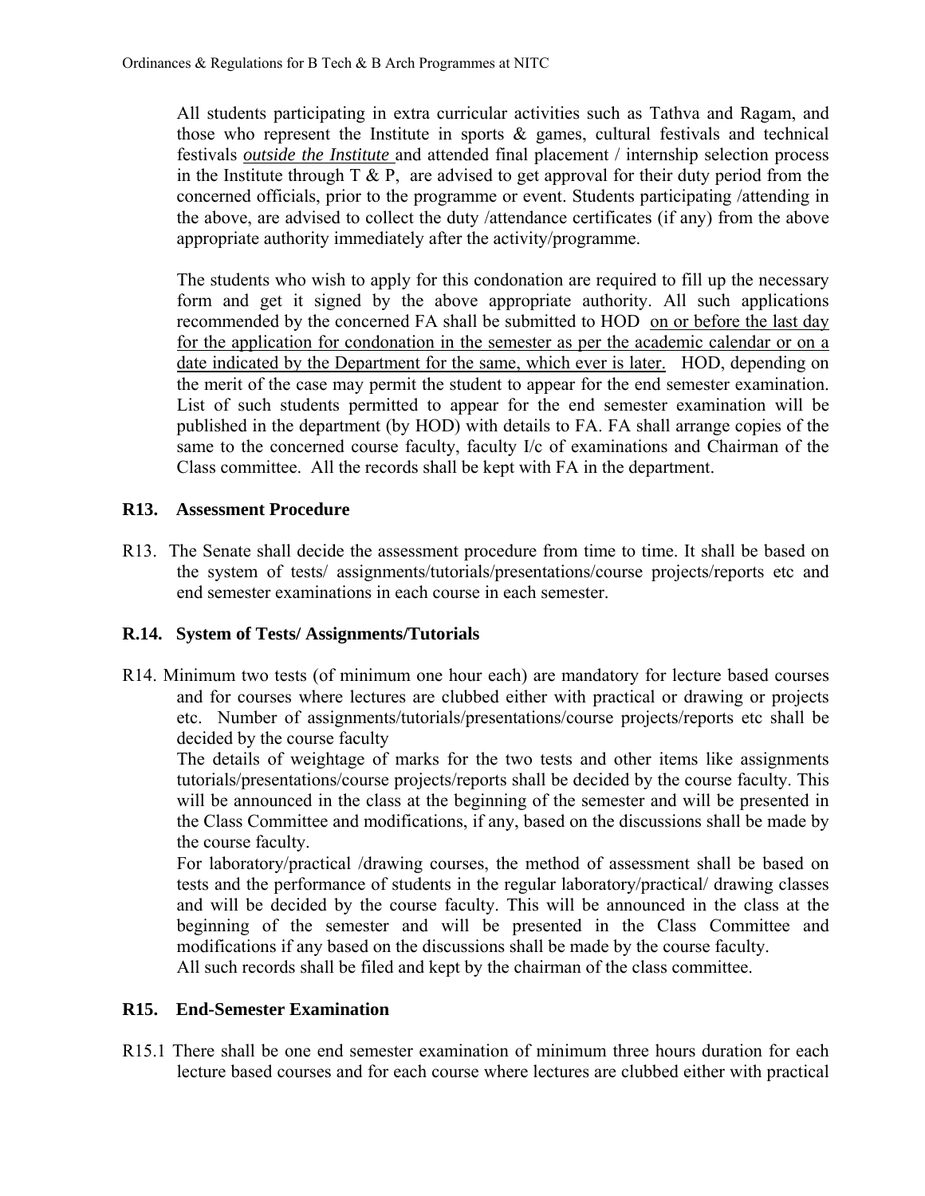All students participating in extra curricular activities such as Tathva and Ragam, and those who represent the Institute in sports & games, cultural festivals and technical festivals ***outside the Institute*** and attended final placement / internship selection process in the Institute through T & P, are advised to get approval for their duty period from the concerned officials, prior to the programme or event. Students participating /attending in the above, are advised to collect the duty /attendance certificates (if any) from the above appropriate authority immediately after the activity/programme.

The students who wish to apply for this condonation are required to fill up the necessary form and get it signed by the above appropriate authority. All such applications recommended by the concerned FA shall be submitted to HOD <u>on or before the last day for the application for condonation in the semester as per the academic calendar or on a date indicated by the Department for the same, which ever is later.</u> HOD, depending on the merit of the case may permit the student to appear for the end semester examination. List of such students permitted to appear for the end semester examination will be published in the department (by HOD) with details to FA. FA shall arrange copies of the same to the concerned course faculty, faculty I/c of examinations and Chairman of the Class committee. All the records shall be kept with FA in the department.

### R13. Assessment Procedure

R13. The Senate shall decide the assessment procedure from time to time. It shall be based on the system of tests/ assignments/tutorials/presentations/course projects/reports etc and end semester examinations in each course in each semester.

### R.14. System of Tests/ Assignments/Tutorials

R14. Minimum two tests (of minimum one hour each) are mandatory for lecture based courses and for courses where lectures are clubbed either with practical or drawing or projects etc. Number of assignments/tutorials/presentations/course projects/reports etc shall be decided by the course faculty

The details of weightage of marks for the two tests and other items like assignments tutorials/presentations/course projects/reports shall be decided by the course faculty. This will be announced in the class at the beginning of the semester and will be presented in the Class Committee and modifications, if any, based on the discussions shall be made by the course faculty.

For laboratory/practical /drawing courses, the method of assessment shall be based on tests and the performance of students in the regular laboratory/practical/ drawing classes and will be decided by the course faculty. This will be announced in the class at the beginning of the semester and will be presented in the Class Committee and modifications if any based on the discussions shall be made by the course faculty.

All such records shall be filed and kept by the chairman of the class committee.

### R15. End-Semester Examination

R15.1 There shall be one end semester examination of minimum three hours duration for each lecture based courses and for each course where lectures are clubbed either with practical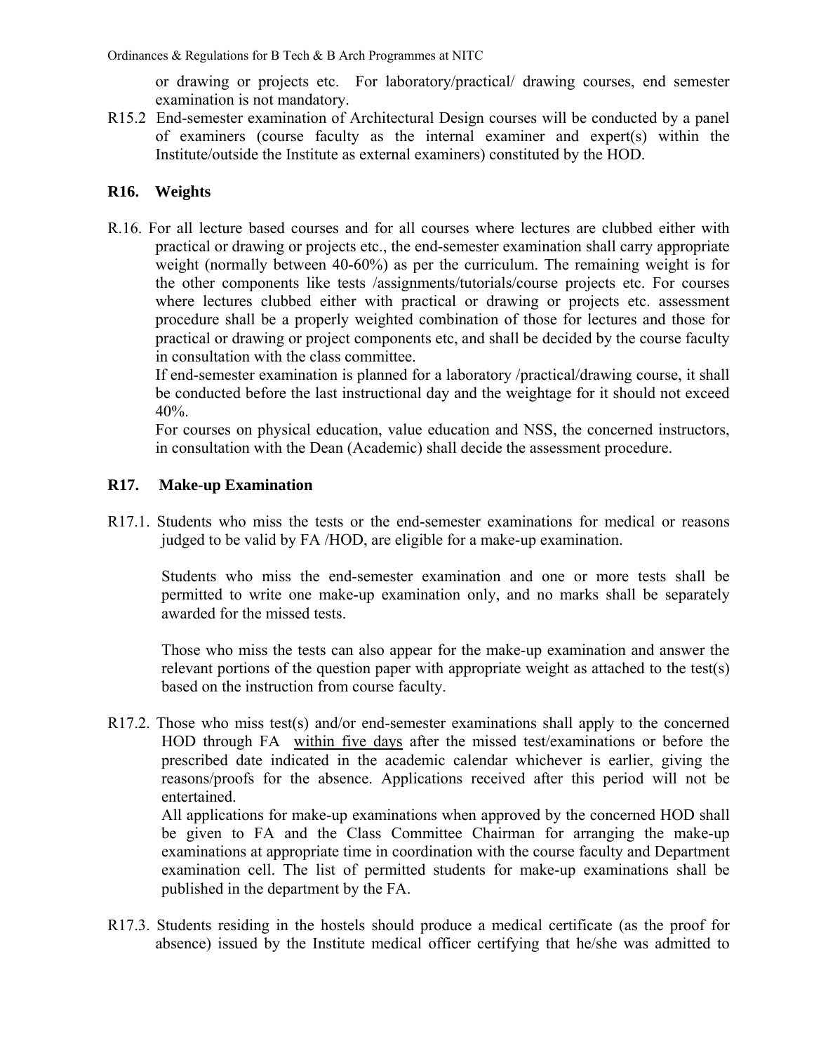or drawing or projects etc. For laboratory/practical/ drawing courses, end semester examination is not mandatory.

R15.2 End-semester examination of Architectural Design courses will be conducted by a panel of examiners (course faculty as the internal examiner and expert(s) within the Institute/outside the Institute as external examiners) constituted by the HOD.

## R16. Weights

R.16. For all lecture based courses and for all courses where lectures are clubbed either with practical or drawing or projects etc., the end-semester examination shall carry appropriate weight (normally between 40-60%) as per the curriculum. The remaining weight is for the other components like tests /assignments/tutorials/course projects etc. For courses where lectures clubbed either with practical or drawing or projects etc. assessment procedure shall be a properly weighted combination of those for lectures and those for practical or drawing or project components etc, and shall be decided by the course faculty in consultation with the class committee.

If end-semester examination is planned for a laboratory /practical/drawing course, it shall be conducted before the last instructional day and the weightage for it should not exceed 40%.

For courses on physical education, value education and NSS, the concerned instructors, in consultation with the Dean (Academic) shall decide the assessment procedure.

## R17. Make-up Examination

R17.1. Students who miss the tests or the end-semester examinations for medical or reasons judged to be valid by FA /HOD, are eligible for a make-up examination.

Students who miss the end-semester examination and one or more tests shall be permitted to write one make-up examination only, and no marks shall be separately awarded for the missed tests.

Those who miss the tests can also appear for the make-up examination and answer the relevant portions of the question paper with appropriate weight as attached to the test(s) based on the instruction from course faculty.

R17.2. Those who miss test(s) and/or end-semester examinations shall apply to the concerned HOD through FA <u>within five days</u> after the missed test/examinations or before the prescribed date indicated in the academic calendar whichever is earlier, giving the reasons/proofs for the absence. Applications received after this period will not be entertained.

All applications for make-up examinations when approved by the concerned HOD shall be given to FA and the Class Committee Chairman for arranging the make-up examinations at appropriate time in coordination with the course faculty and Department examination cell. The list of permitted students for make-up examinations shall be published in the department by the FA.

R17.3. Students residing in the hostels should produce a medical certificate (as the proof for absence) issued by the Institute medical officer certifying that he/she was admitted to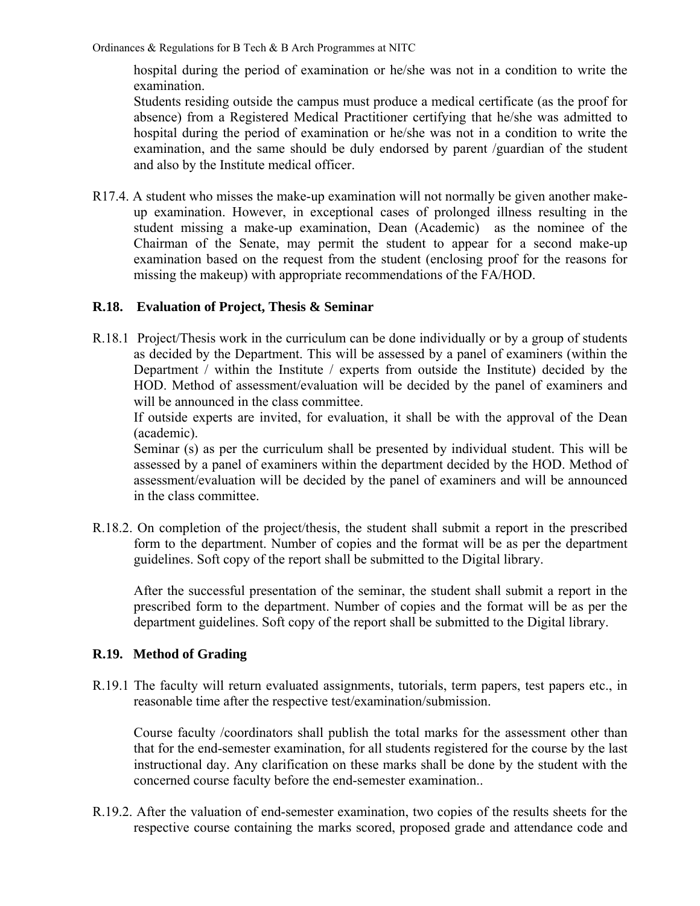hospital during the period of examination or he/she was not in a condition to write the examination.

Students residing outside the campus must produce a medical certificate (as the proof for absence) from a Registered Medical Practitioner certifying that he/she was admitted to hospital during the period of examination or he/she was not in a condition to write the examination, and the same should be duly endorsed by parent /guardian of the student and also by the Institute medical officer.

R17.4. A student who misses the make-up examination will not normally be given another make-up examination. However, in exceptional cases of prolonged illness resulting in the student missing a make-up examination, Dean (Academic) as the nominee of the Chairman of the Senate, may permit the student to appear for a second make-up examination based on the request from the student (enclosing proof for the reasons for missing the makeup) with appropriate recommendations of the FA/HOD.

## R.18. Evaluation of Project, Thesis & Seminar

R.18.1 Project/Thesis work in the curriculum can be done individually or by a group of students as decided by the Department. This will be assessed by a panel of examiners (within the Department / within the Institute / experts from outside the Institute) decided by the HOD. Method of assessment/evaluation will be decided by the panel of examiners and will be announced in the class committee.

If outside experts are invited, for evaluation, it shall be with the approval of the Dean (academic).

Seminar (s) as per the curriculum shall be presented by individual student. This will be assessed by a panel of examiners within the department decided by the HOD. Method of assessment/evaluation will be decided by the panel of examiners and will be announced in the class committee.

R.18.2. On completion of the project/thesis, the student shall submit a report in the prescribed form to the department. Number of copies and the format will be as per the department guidelines. Soft copy of the report shall be submitted to the Digital library.

After the successful presentation of the seminar, the student shall submit a report in the prescribed form to the department. Number of copies and the format will be as per the department guidelines. Soft copy of the report shall be submitted to the Digital library.

## R.19. Method of Grading

R.19.1 The faculty will return evaluated assignments, tutorials, term papers, test papers etc., in reasonable time after the respective test/examination/submission.

Course faculty /coordinators shall publish the total marks for the assessment other than that for the end-semester examination, for all students registered for the course by the last instructional day. Any clarification on these marks shall be done by the student with the concerned course faculty before the end-semester examination..

R.19.2. After the valuation of end-semester examination, two copies of the results sheets for the respective course containing the marks scored, proposed grade and attendance code and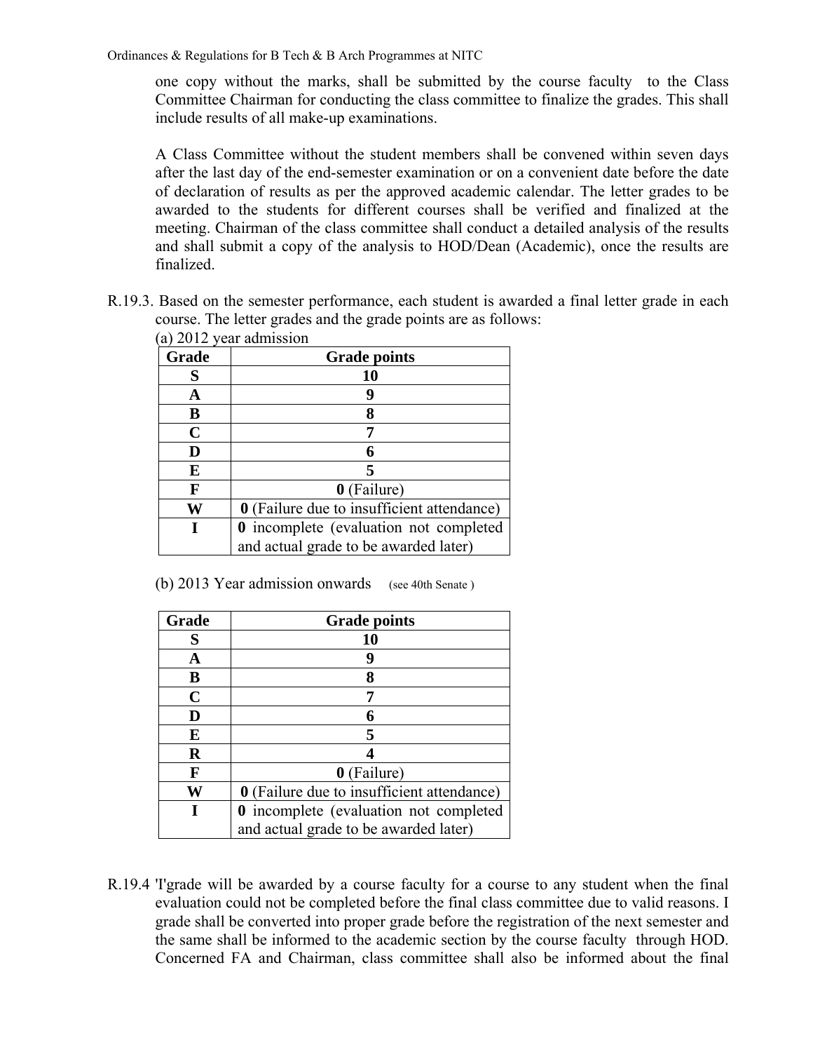one copy without the marks, shall be submitted by the course faculty to the Class Committee Chairman for conducting the class committee to finalize the grades. This shall include results of all make-up examinations.

A Class Committee without the student members shall be convened within seven days after the last day of the end-semester examination or on a convenient date before the date of declaration of results as per the approved academic calendar. The letter grades to be awarded to the students for different courses shall be verified and finalized at the meeting. Chairman of the class committee shall conduct a detailed analysis of the results and shall submit a copy of the analysis to HOD/Dean (Academic), once the results are finalized.

R.19.3. Based on the semester performance, each student is awarded a final letter grade in each course. The letter grades and the grade points are as follows:

(a) 2012 year admission

| Grade | Grade points |
|---|---|
| **S** | **10** |
| **A** | **9** |
| **B** | **8** |
| **C** | **7** |
| **D** | **6** |
| **E** | **5** |
| **F** | **0** (Failure) |
| **W** | **0** (Failure due to insufficient attendance) |
| **I** | **0** incomplete (evaluation not completed and actual grade to be awarded later) |

(b) 2013 Year admission onwards (see 40th Senate )

| Grade | Grade points |
|---|---|
| **S** | **10** |
| **A** | **9** |
| **B** | **8** |
| **C** | **7** |
| **D** | **6** |
| **E** | **5** |
| **R** | **4** |
| **F** | **0** (Failure) |
| **W** | **0** (Failure due to insufficient attendance) |
| **I** | **0** incomplete (evaluation not completed and actual grade to be awarded later) |

R.19.4 'I'grade will be awarded by a course faculty for a course to any student when the final evaluation could not be completed before the final class committee due to valid reasons. I grade shall be converted into proper grade before the registration of the next semester and the same shall be informed to the academic section by the course faculty through HOD. Concerned FA and Chairman, class committee shall also be informed about the final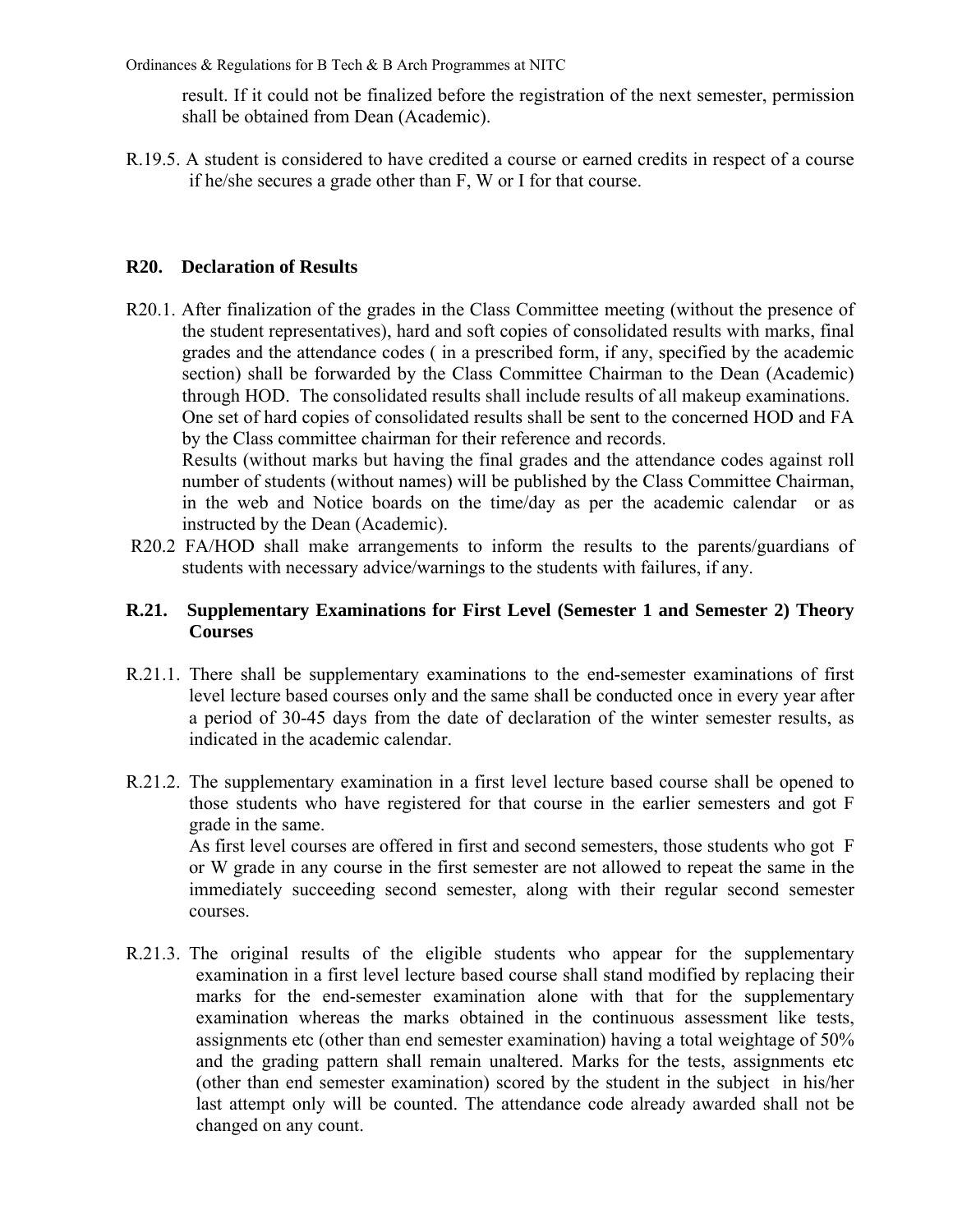result. If it could not be finalized before the registration of the next semester, permission shall be obtained from Dean (Academic).

R.19.5. A student is considered to have credited a course or earned credits in respect of a course if he/she secures a grade other than F, W or I for that course.

### R20. Declaration of Results

R20.1. After finalization of the grades in the Class Committee meeting (without the presence of the student representatives), hard and soft copies of consolidated results with marks, final grades and the attendance codes ( in a prescribed form, if any, specified by the academic section) shall be forwarded by the Class Committee Chairman to the Dean (Academic) through HOD. The consolidated results shall include results of all makeup examinations. One set of hard copies of consolidated results shall be sent to the concerned HOD and FA by the Class committee chairman for their reference and records.
Results (without marks but having the final grades and the attendance codes against roll number of students (without names) will be published by the Class Committee Chairman, in the web and Notice boards on the time/day as per the academic calendar or as instructed by the Dean (Academic).

R20.2 FA/HOD shall make arrangements to inform the results to the parents/guardians of students with necessary advice/warnings to the students with failures, if any.

### R.21. Supplementary Examinations for First Level (Semester 1 and Semester 2) Theory Courses

R.21.1. There shall be supplementary examinations to the end-semester examinations of first level lecture based courses only and the same shall be conducted once in every year after a period of 30-45 days from the date of declaration of the winter semester results, as indicated in the academic calendar.

R.21.2. The supplementary examination in a first level lecture based course shall be opened to those students who have registered for that course in the earlier semesters and got F grade in the same.
As first level courses are offered in first and second semesters, those students who got F or W grade in any course in the first semester are not allowed to repeat the same in the immediately succeeding second semester, along with their regular second semester courses.

R.21.3. The original results of the eligible students who appear for the supplementary examination in a first level lecture based course shall stand modified by replacing their marks for the end-semester examination alone with that for the supplementary examination whereas the marks obtained in the continuous assessment like tests, assignments etc (other than end semester examination) having a total weightage of 50% and the grading pattern shall remain unaltered. Marks for the tests, assignments etc (other than end semester examination) scored by the student in the subject in his/her last attempt only will be counted. The attendance code already awarded shall not be changed on any count.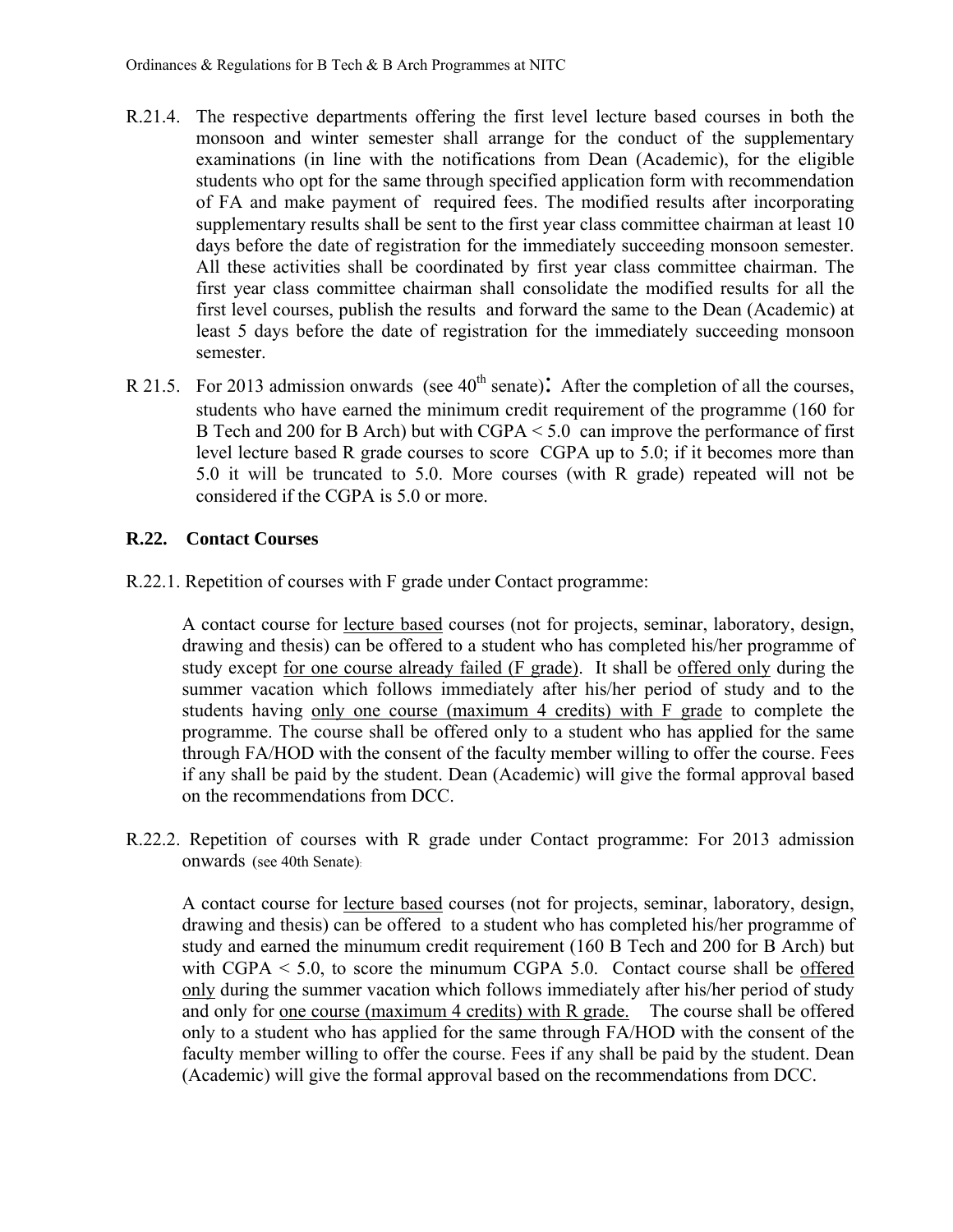R.21.4. The respective departments offering the first level lecture based courses in both the monsoon and winter semester shall arrange for the conduct of the supplementary examinations (in line with the notifications from Dean (Academic), for the eligible students who opt for the same through specified application form with recommendation of FA and make payment of required fees. The modified results after incorporating supplementary results shall be sent to the first year class committee chairman at least 10 days before the date of registration for the immediately succeeding monsoon semester. All these activities shall be coordinated by first year class committee chairman. The first year class committee chairman shall consolidate the modified results for all the first level courses, publish the results and forward the same to the Dean (Academic) at least 5 days before the date of registration for the immediately succeeding monsoon semester.

R 21.5. For 2013 admission onwards (see 40th senate): After the completion of all the courses, students who have earned the minimum credit requirement of the programme (160 for B Tech and 200 for B Arch) but with CGPA < 5.0 can improve the performance of first level lecture based R grade courses to score CGPA up to 5.0; if it becomes more than 5.0 it will be truncated to 5.0. More courses (with R grade) repeated will not be considered if the CGPA is 5.0 or more.

## R.22. Contact Courses

R.22.1. Repetition of courses with F grade under Contact programme:

A contact course for <u>lecture based</u> courses (not for projects, seminar, laboratory, design, drawing and thesis) can be offered to a student who has completed his/her programme of study except <u>for one course already failed (F grade)</u>. It shall be <u>offered only</u> during the summer vacation which follows immediately after his/her period of study and to the students having <u>only one course (maximum 4 credits) with F grade</u> to complete the programme. The course shall be offered only to a student who has applied for the same through FA/HOD with the consent of the faculty member willing to offer the course. Fees if any shall be paid by the student. Dean (Academic) will give the formal approval based on the recommendations from DCC.

R.22.2. Repetition of courses with R grade under Contact programme: For 2013 admission onwards (see 40th Senate):

A contact course for <u>lecture based</u> courses (not for projects, seminar, laboratory, design, drawing and thesis) can be offered to a student who has completed his/her programme of study and earned the minumum credit requirement (160 B Tech and 200 for B Arch) but with CGPA < 5.0, to score the minumum CGPA 5.0. Contact course shall be <u>offered only</u> during the summer vacation which follows immediately after his/her period of study and only for <u>one course (maximum 4 credits) with R grade.</u> The course shall be offered only to a student who has applied for the same through FA/HOD with the consent of the faculty member willing to offer the course. Fees if any shall be paid by the student. Dean (Academic) will give the formal approval based on the recommendations from DCC.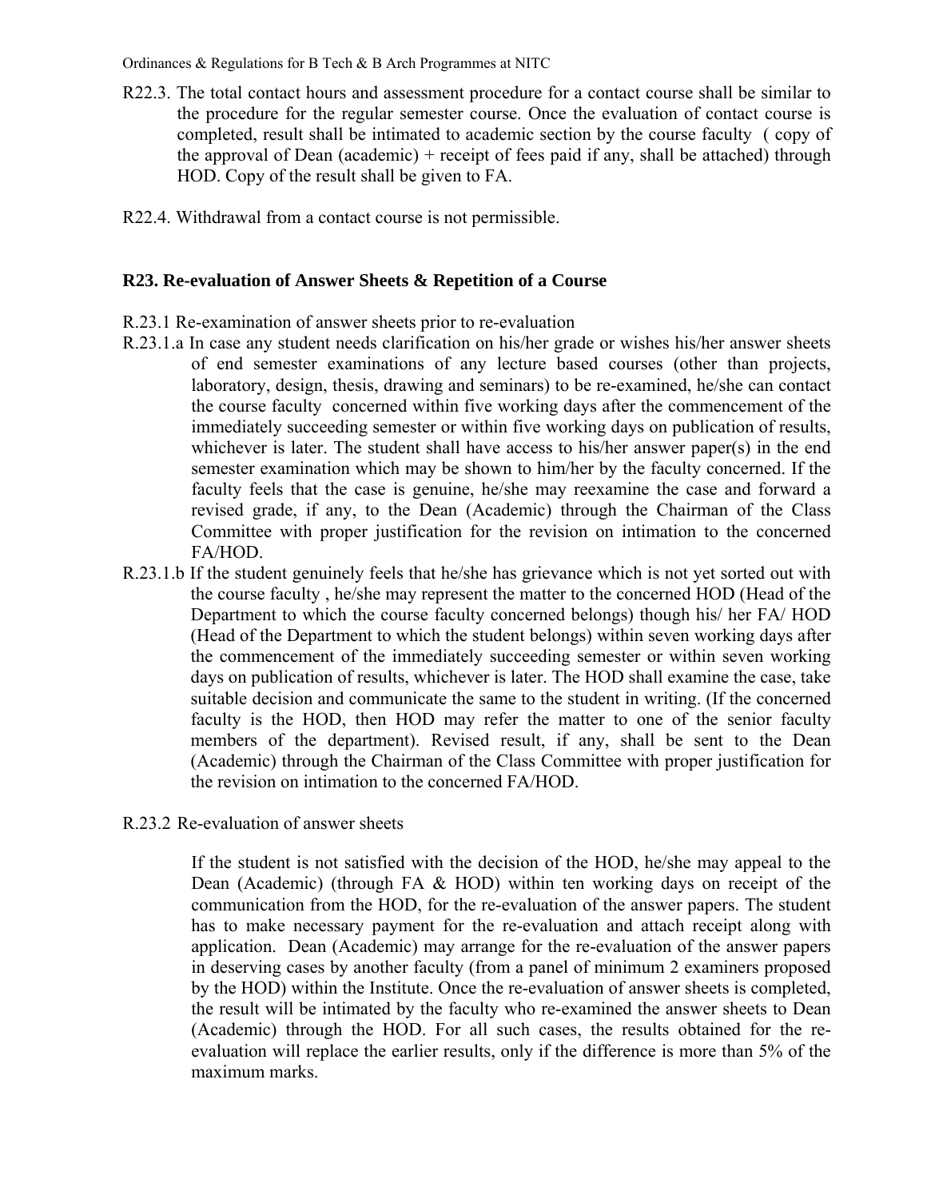R22.3. The total contact hours and assessment procedure for a contact course shall be similar to the procedure for the regular semester course. Once the evaluation of contact course is completed, result shall be intimated to academic section by the course faculty ( copy of the approval of Dean (academic) + receipt of fees paid if any, shall be attached) through HOD. Copy of the result shall be given to FA.

R22.4. Withdrawal from a contact course is not permissible.

### R23. Re-evaluation of Answer Sheets & Repetition of a Course

R.23.1 Re-examination of answer sheets prior to re-evaluation

R.23.1.a In case any student needs clarification on his/her grade or wishes his/her answer sheets of end semester examinations of any lecture based courses (other than projects, laboratory, design, thesis, drawing and seminars) to be re-examined, he/she can contact the course faculty concerned within five working days after the commencement of the immediately succeeding semester or within five working days on publication of results, whichever is later. The student shall have access to his/her answer paper(s) in the end semester examination which may be shown to him/her by the faculty concerned. If the faculty feels that the case is genuine, he/she may reexamine the case and forward a revised grade, if any, to the Dean (Academic) through the Chairman of the Class Committee with proper justification for the revision on intimation to the concerned FA/HOD.

R.23.1.b If the student genuinely feels that he/she has grievance which is not yet sorted out with the course faculty , he/she may represent the matter to the concerned HOD (Head of the Department to which the course faculty concerned belongs) though his/ her FA/ HOD (Head of the Department to which the student belongs) within seven working days after the commencement of the immediately succeeding semester or within seven working days on publication of results, whichever is later. The HOD shall examine the case, take suitable decision and communicate the same to the student in writing. (If the concerned faculty is the HOD, then HOD may refer the matter to one of the senior faculty members of the department). Revised result, if any, shall be sent to the Dean (Academic) through the Chairman of the Class Committee with proper justification for the revision on intimation to the concerned FA/HOD.

R.23.2 Re-evaluation of answer sheets

If the student is not satisfied with the decision of the HOD, he/she may appeal to the Dean (Academic) (through FA & HOD) within ten working days on receipt of the communication from the HOD, for the re-evaluation of the answer papers. The student has to make necessary payment for the re-evaluation and attach receipt along with application. Dean (Academic) may arrange for the re-evaluation of the answer papers in deserving cases by another faculty (from a panel of minimum 2 examiners proposed by the HOD) within the Institute. Once the re-evaluation of answer sheets is completed, the result will be intimated by the faculty who re-examined the answer sheets to Dean (Academic) through the HOD. For all such cases, the results obtained for the re-evaluation will replace the earlier results, only if the difference is more than 5% of the maximum marks.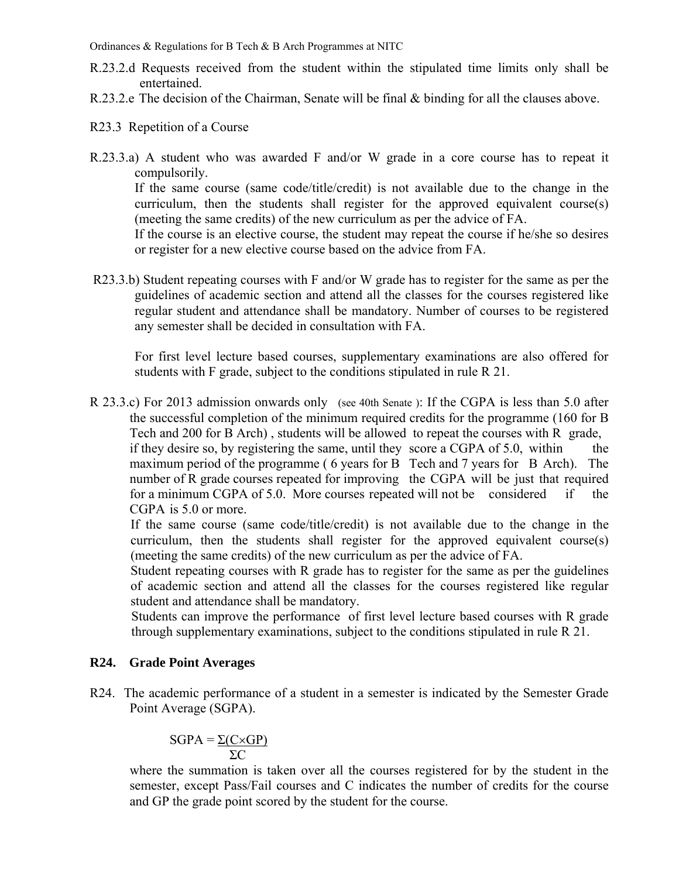R.23.2.d Requests received from the student within the stipulated time limits only shall be entertained.

R.23.2.e The decision of the Chairman, Senate will be final & binding for all the clauses above.

R23.3 Repetition of a Course

R.23.3.a) A student who was awarded F and/or W grade in a core course has to repeat it compulsorily.
If the same course (same code/title/credit) is not available due to the change in the curriculum, then the students shall register for the approved equivalent course(s) (meeting the same credits) of the new curriculum as per the advice of FA.
If the course is an elective course, the student may repeat the course if he/she so desires or register for a new elective course based on the advice from FA.

R23.3.b) Student repeating courses with F and/or W grade has to register for the same as per the guidelines of academic section and attend all the classes for the courses registered like regular student and attendance shall be mandatory. Number of courses to be registered any semester shall be decided in consultation with FA.

For first level lecture based courses, supplementary examinations are also offered for students with F grade, subject to the conditions stipulated in rule R 21.

R 23.3.c) For 2013 admission onwards only (see 40th Senate ): If the CGPA is less than 5.0 after the successful completion of the minimum required credits for the programme (160 for B Tech and 200 for B Arch) , students will be allowed to repeat the courses with R grade, if they desire so, by registering the same, until they score a CGPA of 5.0, within the maximum period of the programme ( 6 years for B Tech and 7 years for B Arch). The number of R grade courses repeated for improving the CGPA will be just that required for a minimum CGPA of 5.0. More courses repeated will not be considered if the CGPA is 5.0 or more.
If the same course (same code/title/credit) is not available due to the change in the curriculum, then the students shall register for the approved equivalent course(s) (meeting the same credits) of the new curriculum as per the advice of FA.
Student repeating courses with R grade has to register for the same as per the guidelines of academic section and attend all the classes for the courses registered like regular student and attendance shall be mandatory.
Students can improve the performance of first level lecture based courses with R grade through supplementary examinations, subject to the conditions stipulated in rule R 21.

## R24. Grade Point Averages

R24. The academic performance of a student in a semester is indicated by the Semester Grade Point Average (SGPA).

$$\text{SGPA} = \frac{\Sigma(C \times GP)}{\Sigma C}$$

where the summation is taken over all the courses registered for by the student in the semester, except Pass/Fail courses and C indicates the number of credits for the course and GP the grade point scored by the student for the course.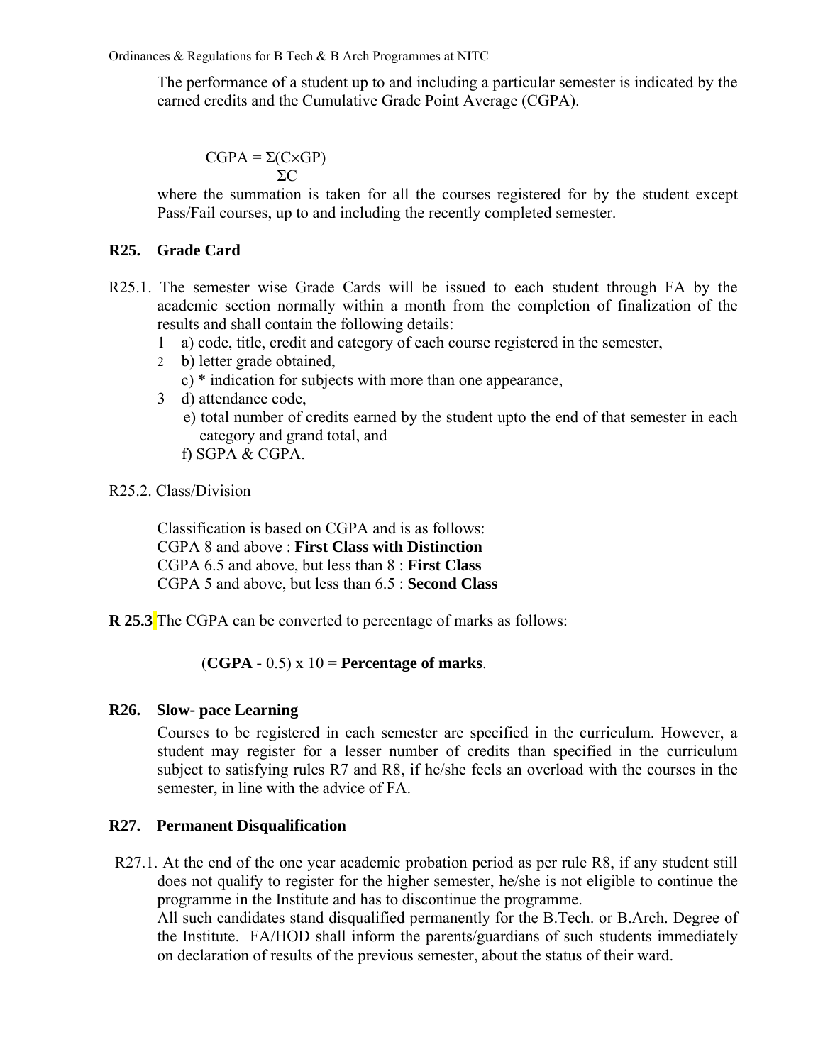The performance of a student up to and including a particular semester is indicated by the earned credits and the Cumulative Grade Point Average (CGPA).

$$CGPA = \frac{\Sigma(C \times GP)}{\Sigma C}$$

where the summation is taken for all the courses registered for by the student except Pass/Fail courses, up to and including the recently completed semester.

## R25. Grade Card

R25.1. The semester wise Grade Cards will be issued to each student through FA by the academic section normally within a month from the completion of finalization of the results and shall contain the following details:

1. a) code, title, credit and category of each course registered in the semester,
2. b) letter grade obtained,
   c) * indication for subjects with more than one appearance,
3. d) attendance code,
   e) total number of credits earned by the student upto the end of that semester in each category and grand total, and
   f) SGPA & CGPA.

R25.2. Class/Division

Classification is based on CGPA and is as follows:
CGPA 8 and above : **First Class with Distinction**
CGPA 6.5 and above, but less than 8 : **First Class**
CGPA 5 and above, but less than 6.5 : **Second Class**

**R 25.3** The CGPA can be converted to percentage of marks as follows:

(**CGPA -** 0.5) x 10 = **Percentage of marks**.

## R26. Slow- pace Learning

Courses to be registered in each semester are specified in the curriculum. However, a student may register for a lesser number of credits than specified in the curriculum subject to satisfying rules R7 and R8, if he/she feels an overload with the courses in the semester, in line with the advice of FA.

## R27. Permanent Disqualification

R27.1. At the end of the one year academic probation period as per rule R8, if any student still does not qualify to register for the higher semester, he/she is not eligible to continue the programme in the Institute and has to discontinue the programme.
All such candidates stand disqualified permanently for the B.Tech. or B.Arch. Degree of the Institute. FA/HOD shall inform the parents/guardians of such students immediately on declaration of results of the previous semester, about the status of their ward.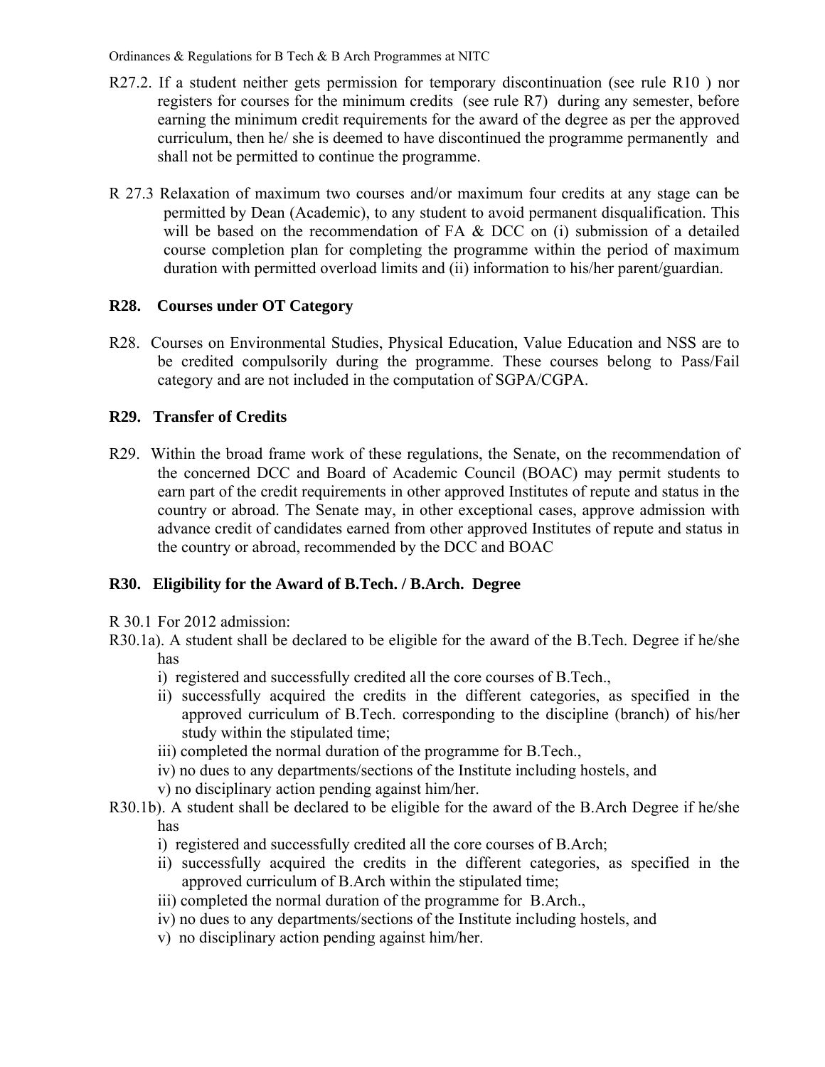R27.2. If a student neither gets permission for temporary discontinuation (see rule R10 ) nor registers for courses for the minimum credits (see rule R7) during any semester, before earning the minimum credit requirements for the award of the degree as per the approved curriculum, then he/ she is deemed to have discontinued the programme permanently and shall not be permitted to continue the programme.

R 27.3 Relaxation of maximum two courses and/or maximum four credits at any stage can be permitted by Dean (Academic), to any student to avoid permanent disqualification. This will be based on the recommendation of FA & DCC on (i) submission of a detailed course completion plan for completing the programme within the period of maximum duration with permitted overload limits and (ii) information to his/her parent/guardian.

### R28. Courses under OT Category

R28. Courses on Environmental Studies, Physical Education, Value Education and NSS are to be credited compulsorily during the programme. These courses belong to Pass/Fail category and are not included in the computation of SGPA/CGPA.

### R29. Transfer of Credits

R29. Within the broad frame work of these regulations, the Senate, on the recommendation of the concerned DCC and Board of Academic Council (BOAC) may permit students to earn part of the credit requirements in other approved Institutes of repute and status in the country or abroad. The Senate may, in other exceptional cases, approve admission with advance credit of candidates earned from other approved Institutes of repute and status in the country or abroad, recommended by the DCC and BOAC

### R30. Eligibility for the Award of B.Tech. / B.Arch. Degree

R 30.1 For 2012 admission:

R30.1a). A student shall be declared to be eligible for the award of the B.Tech. Degree if he/she has

i) registered and successfully credited all the core courses of B.Tech.,
ii) successfully acquired the credits in the different categories, as specified in the approved curriculum of B.Tech. corresponding to the discipline (branch) of his/her study within the stipulated time;
iii) completed the normal duration of the programme for B.Tech.,
iv) no dues to any departments/sections of the Institute including hostels, and
v) no disciplinary action pending against him/her.

R30.1b). A student shall be declared to be eligible for the award of the B.Arch Degree if he/she has

i) registered and successfully credited all the core courses of B.Arch;
ii) successfully acquired the credits in the different categories, as specified in the approved curriculum of B.Arch within the stipulated time;
iii) completed the normal duration of the programme for B.Arch.,
iv) no dues to any departments/sections of the Institute including hostels, and
v) no disciplinary action pending against him/her.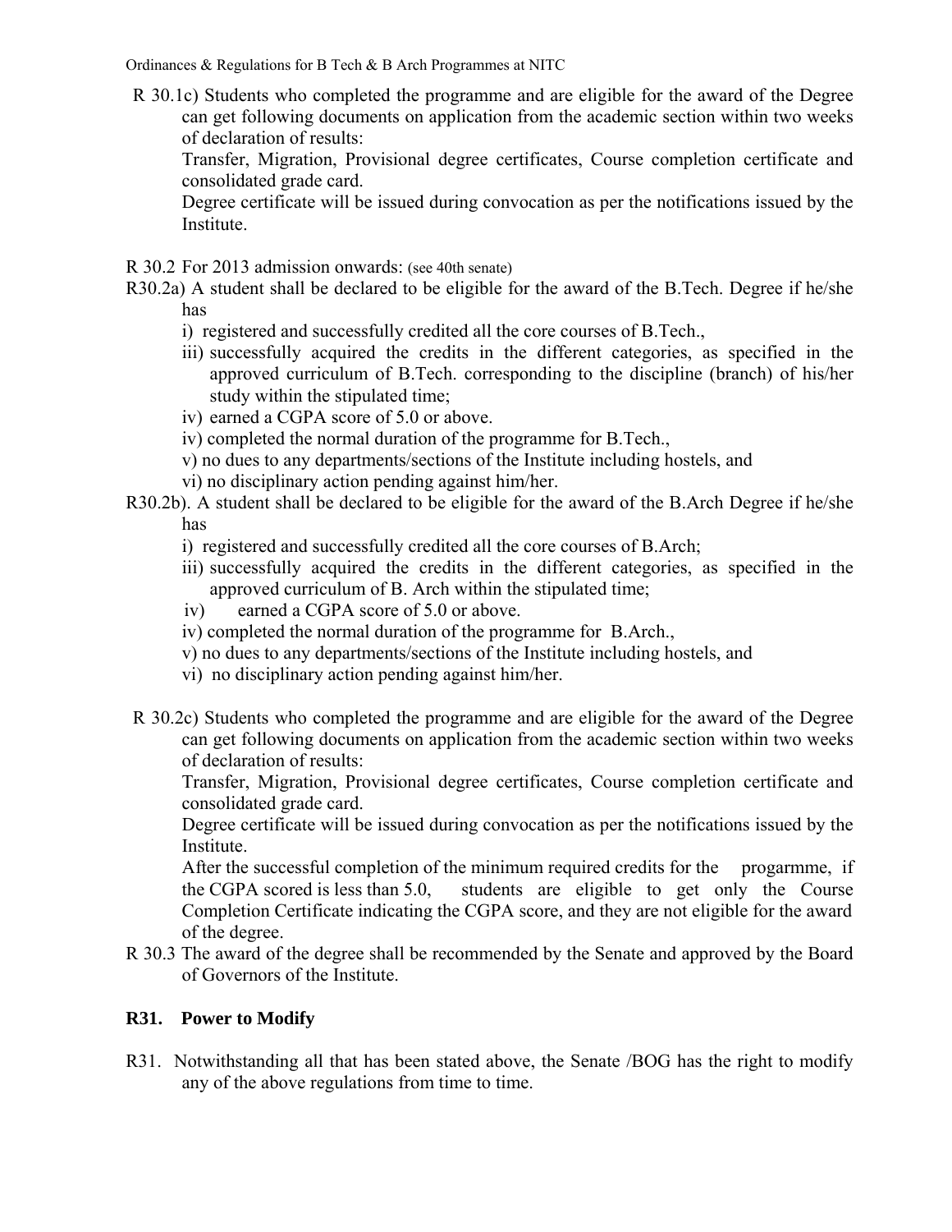R 30.1c) Students who completed the programme and are eligible for the award of the Degree can get following documents on application from the academic section within two weeks of declaration of results:

Transfer, Migration, Provisional degree certificates, Course completion certificate and consolidated grade card.

Degree certificate will be issued during convocation as per the notifications issued by the Institute.

R 30.2 For 2013 admission onwards: (see 40th senate)

R30.2a) A student shall be declared to be eligible for the award of the B.Tech. Degree if he/she has

- i) registered and successfully credited all the core courses of B.Tech.,
- iii) successfully acquired the credits in the different categories, as specified in the approved curriculum of B.Tech. corresponding to the discipline (branch) of his/her study within the stipulated time;
- iv) earned a CGPA score of 5.0 or above.
- iv) completed the normal duration of the programme for B.Tech.,
- v) no dues to any departments/sections of the Institute including hostels, and
- vi) no disciplinary action pending against him/her.

R30.2b). A student shall be declared to be eligible for the award of the B.Arch Degree if he/she has

- i) registered and successfully credited all the core courses of B.Arch;
- iii) successfully acquired the credits in the different categories, as specified in the approved curriculum of B. Arch within the stipulated time;
- iv) earned a CGPA score of 5.0 or above.
- iv) completed the normal duration of the programme for B.Arch.,
- v) no dues to any departments/sections of the Institute including hostels, and
- vi) no disciplinary action pending against him/her.

R 30.2c) Students who completed the programme and are eligible for the award of the Degree can get following documents on application from the academic section within two weeks of declaration of results:

Transfer, Migration, Provisional degree certificates, Course completion certificate and consolidated grade card.

Degree certificate will be issued during convocation as per the notifications issued by the Institute.

After the successful completion of the minimum required credits for the progarmme, if the CGPA scored is less than 5.0, students are eligible to get only the Course Completion Certificate indicating the CGPA score, and they are not eligible for the award of the degree.

R 30.3 The award of the degree shall be recommended by the Senate and approved by the Board of Governors of the Institute.

## R31. Power to Modify

R31. Notwithstanding all that has been stated above, the Senate /BOG has the right to modify any of the above regulations from time to time.